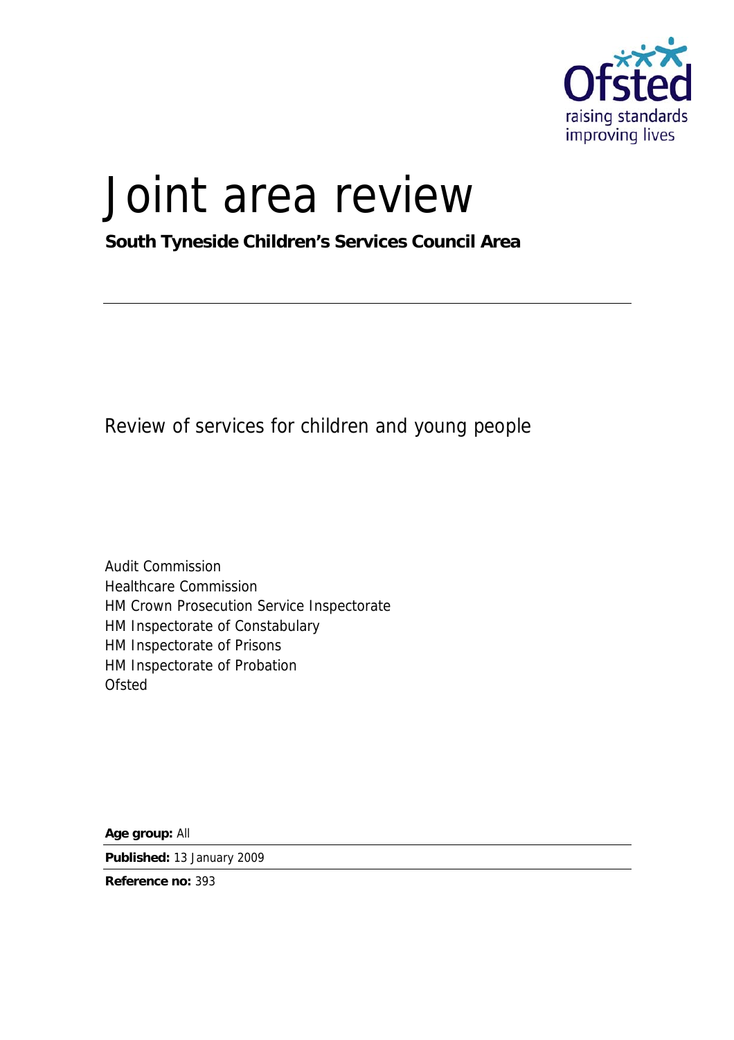Ofsted
raising standards
improving lives

# Joint area review

**South Tyneside Children's Services Council Area**

Review of services for children and young people

Audit Commission
Healthcare Commission
HM Crown Prosecution Service Inspectorate
HM Inspectorate of Constabulary
HM Inspectorate of Prisons
HM Inspectorate of Probation
Ofsted

**Age group:** All

**Published:** 13 January 2009

**Reference no:** 393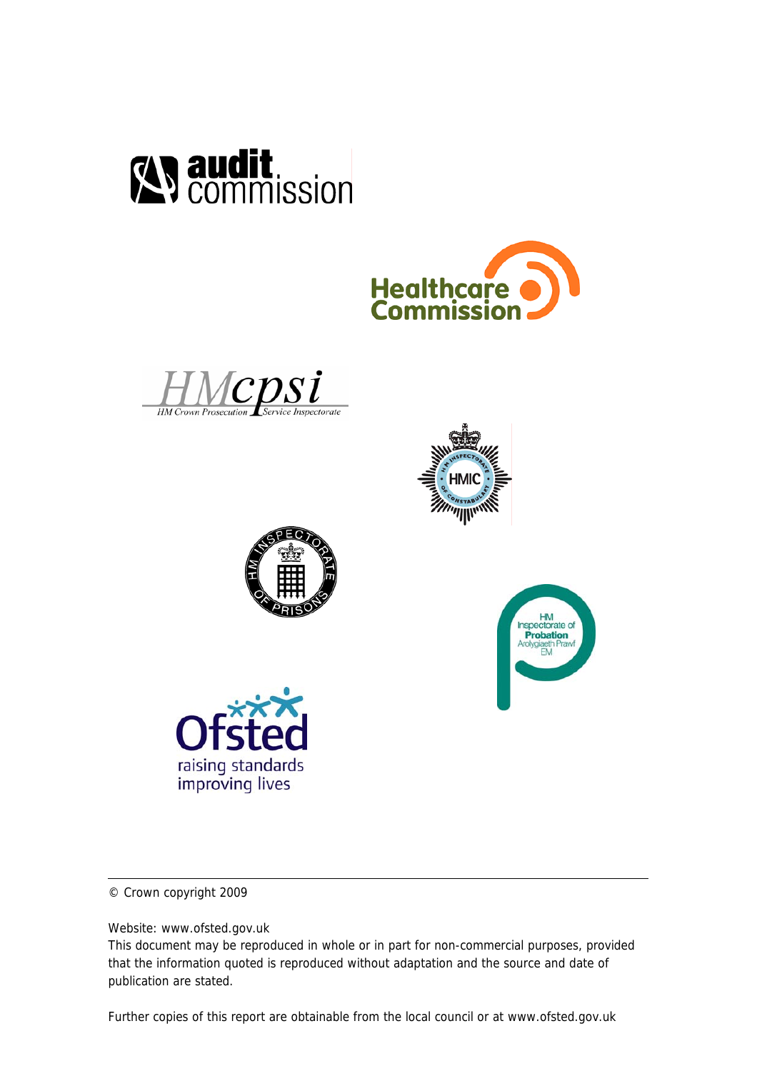© Crown copyright 2009

Website: www.ofsted.gov.uk
This document may be reproduced in whole or in part for non-commercial purposes, provided that the information quoted is reproduced without adaptation and the source and date of publication are stated.

Further copies of this report are obtainable from the local council or at www.ofsted.gov.uk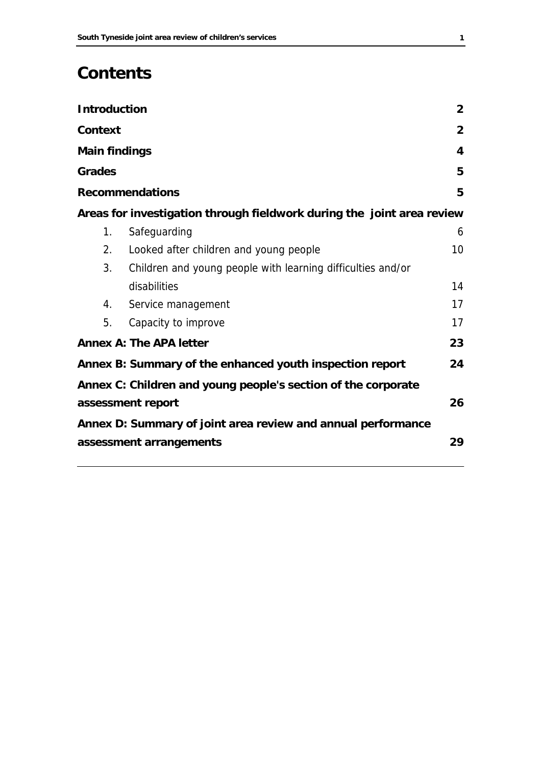# Contents

| | |
|---|---|
| **Introduction** | **2** |
| **Context** | **2** |
| **Main findings** | **4** |
| **Grades** | **5** |
| **Recommendations** | **5** |
| **Areas for investigation through fieldwork during the joint area review** | |
| 1. Safeguarding | 6 |
| 2. Looked after children and young people | 10 |
| 3. Children and young people with learning difficulties and/or disabilities | 14 |
| 4. Service management | 17 |
| 5. Capacity to improve | 17 |
| **Annex A: The APA letter** | **23** |
| **Annex B: Summary of the enhanced youth inspection report** | **24** |
| **Annex C: Children and young people's section of the corporate assessment report** | **26** |
| **Annex D: Summary of joint area review and annual performance assessment arrangements** | **29** |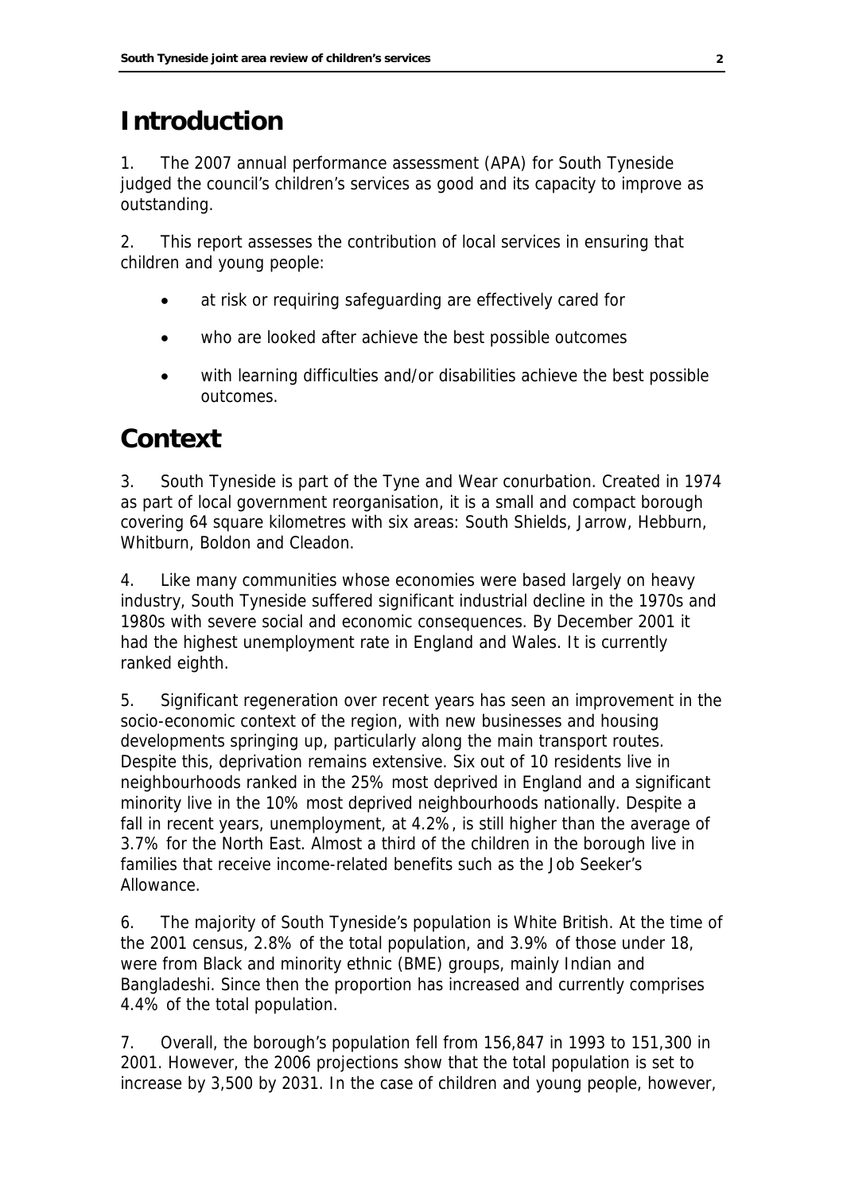## Introduction

1. The 2007 annual performance assessment (APA) for South Tyneside judged the council's children's services as good and its capacity to improve as outstanding.

2. This report assesses the contribution of local services in ensuring that children and young people:

- at risk or requiring safeguarding are effectively cared for
- who are looked after achieve the best possible outcomes
- with learning difficulties and/or disabilities achieve the best possible outcomes.

## Context

3. South Tyneside is part of the Tyne and Wear conurbation. Created in 1974 as part of local government reorganisation, it is a small and compact borough covering 64 square kilometres with six areas: South Shields, Jarrow, Hebburn, Whitburn, Boldon and Cleadon.

4. Like many communities whose economies were based largely on heavy industry, South Tyneside suffered significant industrial decline in the 1970s and 1980s with severe social and economic consequences. By December 2001 it had the highest unemployment rate in England and Wales. It is currently ranked eighth.

5. Significant regeneration over recent years has seen an improvement in the socio-economic context of the region, with new businesses and housing developments springing up, particularly along the main transport routes. Despite this, deprivation remains extensive. Six out of 10 residents live in neighbourhoods ranked in the 25% most deprived in England and a significant minority live in the 10% most deprived neighbourhoods nationally. Despite a fall in recent years, unemployment, at 4.2%, is still higher than the average of 3.7% for the North East. Almost a third of the children in the borough live in families that receive income-related benefits such as the Job Seeker's Allowance.

6. The majority of South Tyneside's population is White British. At the time of the 2001 census, 2.8% of the total population, and 3.9% of those under 18, were from Black and minority ethnic (BME) groups, mainly Indian and Bangladeshi. Since then the proportion has increased and currently comprises 4.4% of the total population.

7. Overall, the borough's population fell from 156,847 in 1993 to 151,300 in 2001. However, the 2006 projections show that the total population is set to increase by 3,500 by 2031. In the case of children and young people, however,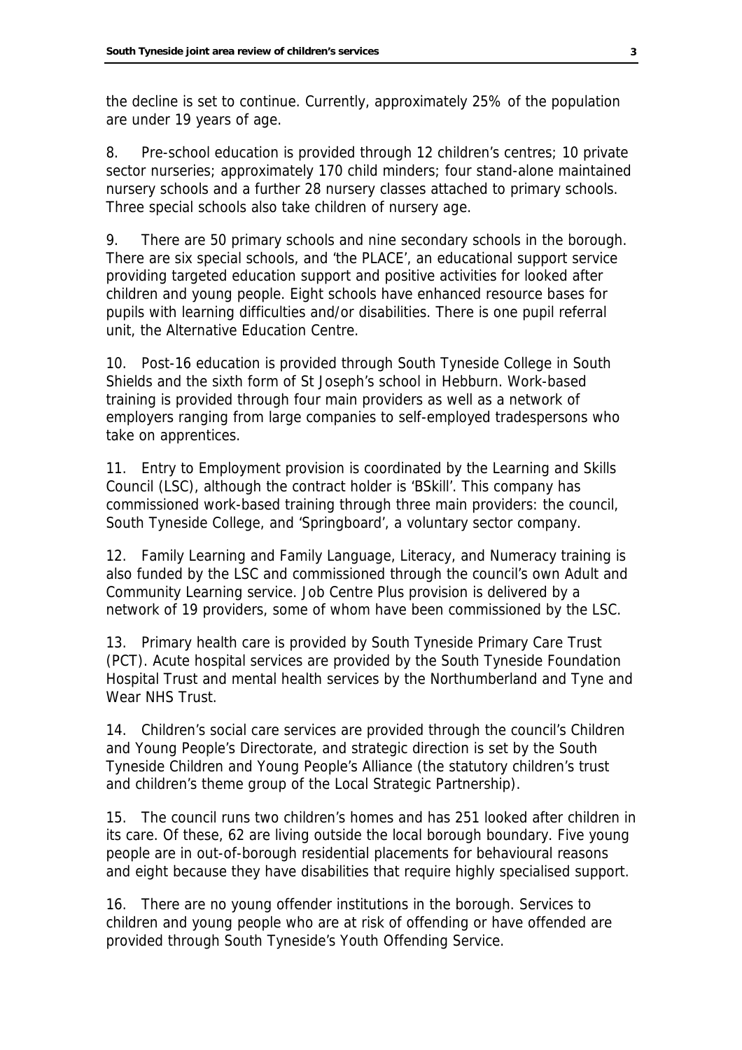the decline is set to continue. Currently, approximately 25% of the population are under 19 years of age.

8. Pre-school education is provided through 12 children's centres; 10 private sector nurseries; approximately 170 child minders; four stand-alone maintained nursery schools and a further 28 nursery classes attached to primary schools. Three special schools also take children of nursery age.

9. There are 50 primary schools and nine secondary schools in the borough. There are six special schools, and 'the PLACE', an educational support service providing targeted education support and positive activities for looked after children and young people. Eight schools have enhanced resource bases for pupils with learning difficulties and/or disabilities. There is one pupil referral unit, the Alternative Education Centre.

10. Post-16 education is provided through South Tyneside College in South Shields and the sixth form of St Joseph's school in Hebburn. Work-based training is provided through four main providers as well as a network of employers ranging from large companies to self-employed tradespersons who take on apprentices.

11. Entry to Employment provision is coordinated by the Learning and Skills Council (LSC), although the contract holder is 'BSkill'. This company has commissioned work-based training through three main providers: the council, South Tyneside College, and 'Springboard', a voluntary sector company.

12. Family Learning and Family Language, Literacy, and Numeracy training is also funded by the LSC and commissioned through the council's own Adult and Community Learning service. Job Centre Plus provision is delivered by a network of 19 providers, some of whom have been commissioned by the LSC.

13. Primary health care is provided by South Tyneside Primary Care Trust (PCT). Acute hospital services are provided by the South Tyneside Foundation Hospital Trust and mental health services by the Northumberland and Tyne and Wear NHS Trust.

14. Children's social care services are provided through the council's Children and Young People's Directorate, and strategic direction is set by the South Tyneside Children and Young People's Alliance (the statutory children's trust and children's theme group of the Local Strategic Partnership).

15. The council runs two children's homes and has 251 looked after children in its care. Of these, 62 are living outside the local borough boundary. Five young people are in out-of-borough residential placements for behavioural reasons and eight because they have disabilities that require highly specialised support.

16. There are no young offender institutions in the borough. Services to children and young people who are at risk of offending or have offended are provided through South Tyneside's Youth Offending Service.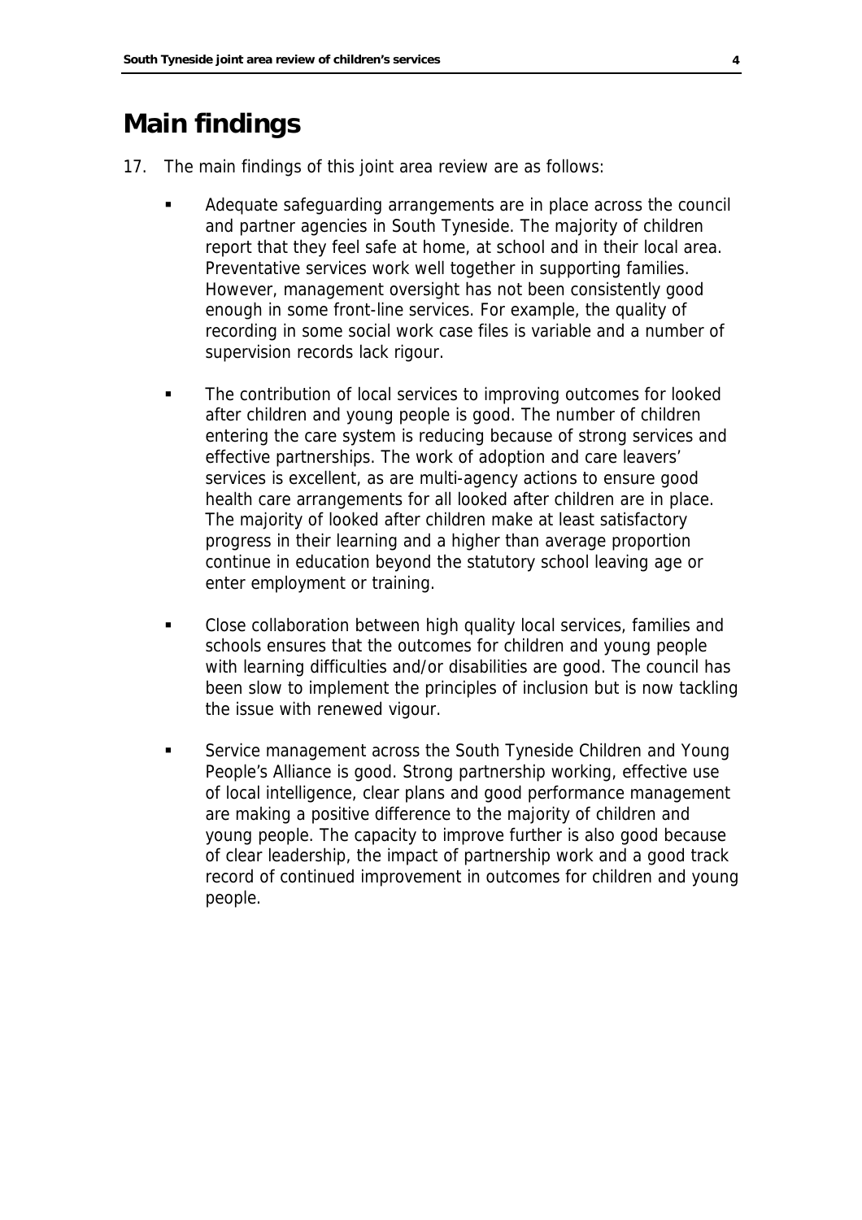# Main findings

17. The main findings of this joint area review are as follows:

- Adequate safeguarding arrangements are in place across the council and partner agencies in South Tyneside. The majority of children report that they feel safe at home, at school and in their local area. Preventative services work well together in supporting families. However, management oversight has not been consistently good enough in some front-line services. For example, the quality of recording in some social work case files is variable and a number of supervision records lack rigour.

- The contribution of local services to improving outcomes for looked after children and young people is good. The number of children entering the care system is reducing because of strong services and effective partnerships. The work of adoption and care leavers' services is excellent, as are multi-agency actions to ensure good health care arrangements for all looked after children are in place. The majority of looked after children make at least satisfactory progress in their learning and a higher than average proportion continue in education beyond the statutory school leaving age or enter employment or training.

- Close collaboration between high quality local services, families and schools ensures that the outcomes for children and young people with learning difficulties and/or disabilities are good. The council has been slow to implement the principles of inclusion but is now tackling the issue with renewed vigour.

- Service management across the South Tyneside Children and Young People's Alliance is good. Strong partnership working, effective use of local intelligence, clear plans and good performance management are making a positive difference to the majority of children and young people. The capacity to improve further is also good because of clear leadership, the impact of partnership work and a good track record of continued improvement in outcomes for children and young people.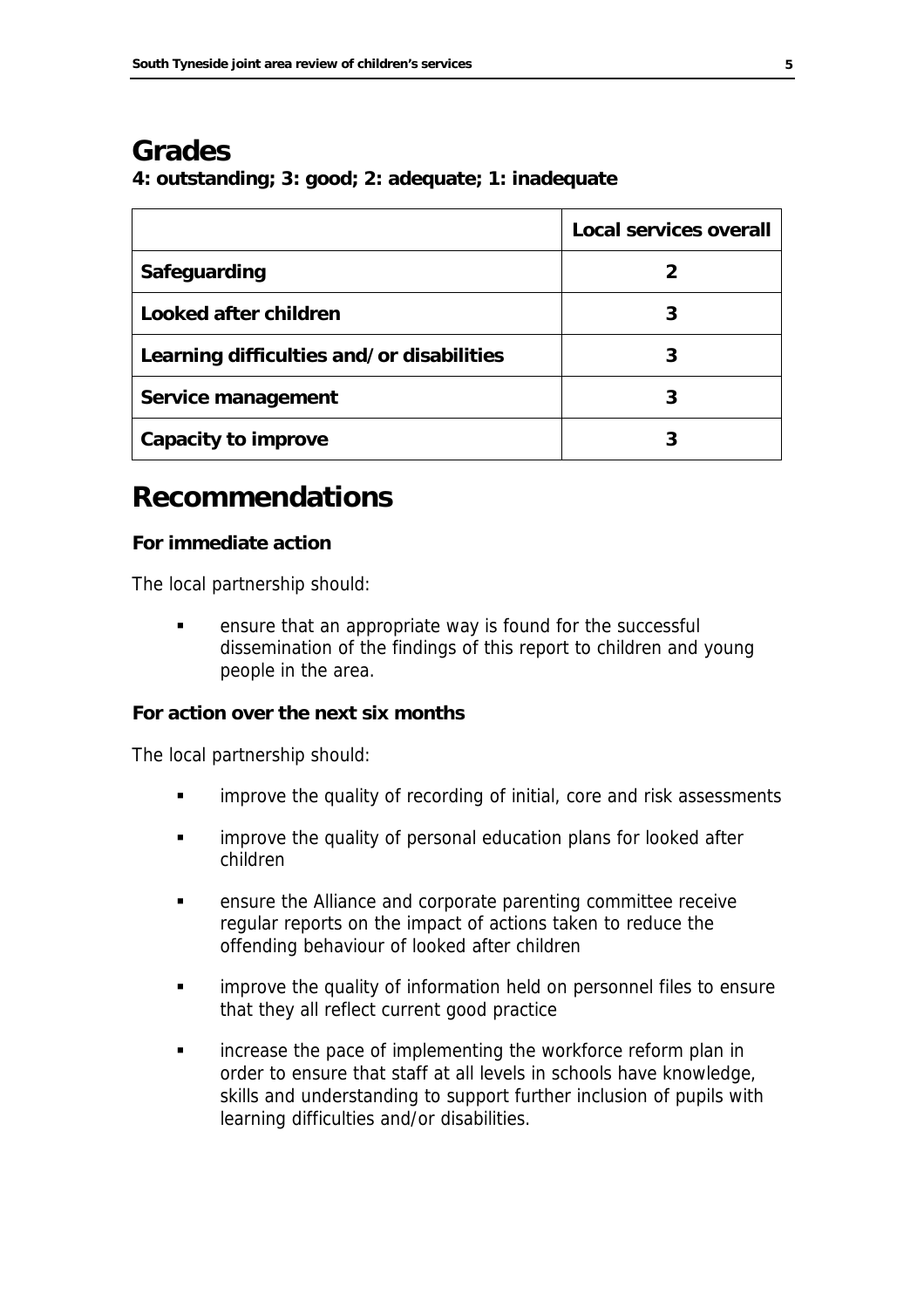# Grades

**4: outstanding; 3: good; 2: adequate; 1: inadequate**

| | Local services overall |
|---|---|
| **Safeguarding** | 2 |
| **Looked after children** | 3 |
| **Learning difficulties and/or disabilities** | 3 |
| **Service management** | 3 |
| **Capacity to improve** | 3 |

# Recommendations

**For immediate action**

The local partnership should:

- ensure that an appropriate way is found for the successful dissemination of the findings of this report to children and young people in the area.

**For action over the next six months**

The local partnership should:

- improve the quality of recording of initial, core and risk assessments
- improve the quality of personal education plans for looked after children
- ensure the Alliance and corporate parenting committee receive regular reports on the impact of actions taken to reduce the offending behaviour of looked after children
- improve the quality of information held on personnel files to ensure that they all reflect current good practice
- increase the pace of implementing the workforce reform plan in order to ensure that staff at all levels in schools have knowledge, skills and understanding to support further inclusion of pupils with learning difficulties and/or disabilities.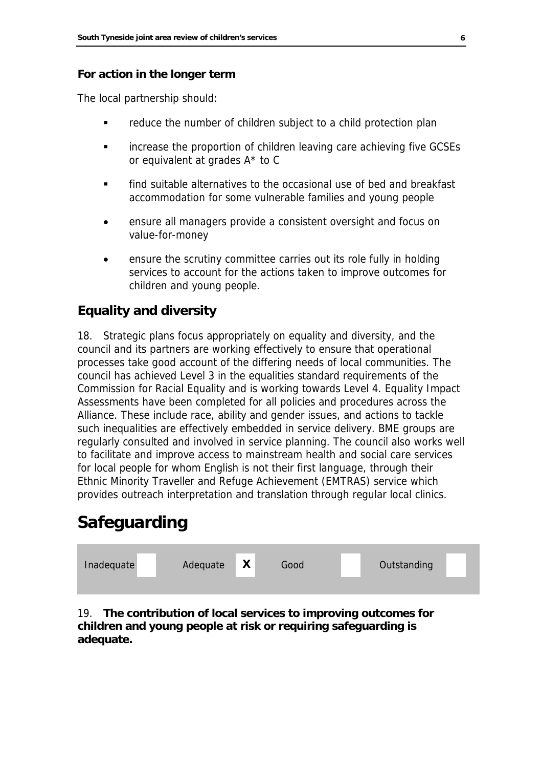**For action in the longer term**

The local partnership should:

- reduce the number of children subject to a child protection plan
- increase the proportion of children leaving care achieving five GCSEs or equivalent at grades A* to C
- find suitable alternatives to the occasional use of bed and breakfast accommodation for some vulnerable families and young people
- ensure all managers provide a consistent oversight and focus on value-for-money
- ensure the scrutiny committee carries out its role fully in holding services to account for the actions taken to improve outcomes for children and young people.

## Equality and diversity

18. Strategic plans focus appropriately on equality and diversity, and the council and its partners are working effectively to ensure that operational processes take good account of the differing needs of local communities. The council has achieved Level 3 in the equalities standard requirements of the Commission for Racial Equality and is working towards Level 4. Equality Impact Assessments have been completed for all policies and procedures across the Alliance. These include race, ability and gender issues, and actions to tackle such inequalities are effectively embedded in service delivery. BME groups are regularly consulted and involved in service planning. The council also works well to facilitate and improve access to mainstream health and social care services for local people for whom English is not their first language, through their Ethnic Minority Traveller and Refuge Achievement (EMTRAS) service which provides outreach interpretation and translation through regular local clinics.

# Safeguarding

| Inadequate | | Adequate | X | Good | | Outstanding | |
|---|---|---|---|---|---|---|---|

19. **The contribution of local services to improving outcomes for children and young people at risk or requiring safeguarding is adequate.**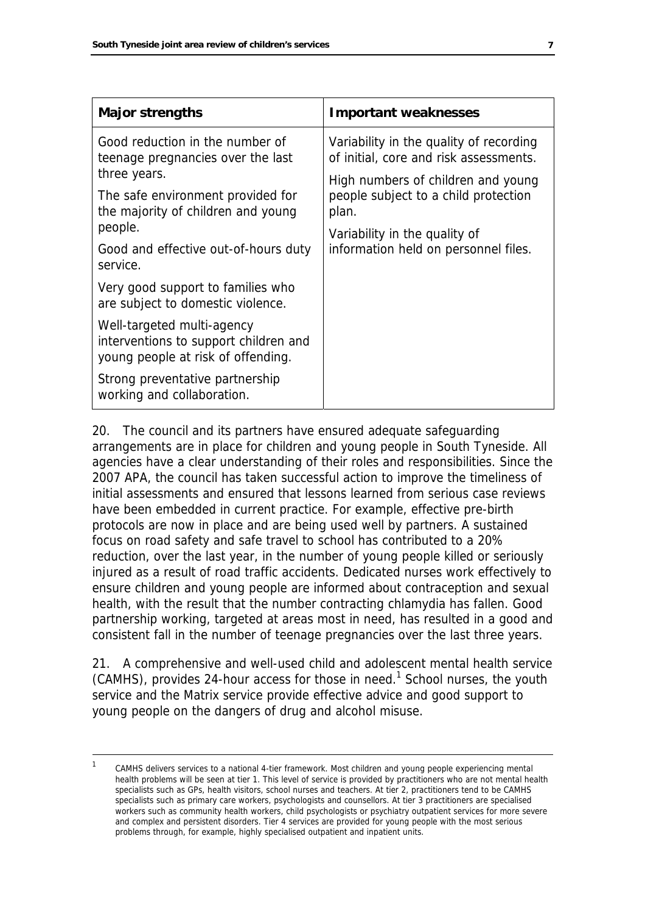| Major strengths | Important weaknesses |
| --- | --- |
| Good reduction in the number of teenage pregnancies over the last three years.<br><br>The safe environment provided for the majority of children and young people.<br><br>Good and effective out-of-hours duty service.<br><br>Very good support to families who are subject to domestic violence.<br><br>Well-targeted multi-agency interventions to support children and young people at risk of offending.<br><br>Strong preventative partnership working and collaboration. | Variability in the quality of recording of initial, core and risk assessments.<br><br>High numbers of children and young people subject to a child protection plan.<br><br>Variability in the quality of information held on personnel files. |

20. The council and its partners have ensured adequate safeguarding arrangements are in place for children and young people in South Tyneside. All agencies have a clear understanding of their roles and responsibilities. Since the 2007 APA, the council has taken successful action to improve the timeliness of initial assessments and ensured that lessons learned from serious case reviews have been embedded in current practice. For example, effective pre-birth protocols are now in place and are being used well by partners. A sustained focus on road safety and safe travel to school has contributed to a 20% reduction, over the last year, in the number of young people killed or seriously injured as a result of road traffic accidents. Dedicated nurses work effectively to ensure children and young people are informed about contraception and sexual health, with the result that the number contracting chlamydia has fallen. Good partnership working, targeted at areas most in need, has resulted in a good and consistent fall in the number of teenage pregnancies over the last three years.

21. A comprehensive and well-used child and adolescent mental health service (CAMHS), provides 24-hour access for those in need.[1] School nurses, the youth service and the Matrix service provide effective advice and good support to young people on the dangers of drug and alcohol misuse.

[1] CAMHS delivers services to a national 4-tier framework. Most children and young people experiencing mental health problems will be seen at tier 1. This level of service is provided by practitioners who are not mental health specialists such as GPs, health visitors, school nurses and teachers. At tier 2, practitioners tend to be CAMHS specialists such as primary care workers, psychologists and counsellors. At tier 3 practitioners are specialised workers such as community health workers, child psychologists or psychiatry outpatient services for more severe and complex and persistent disorders. Tier 4 services are provided for young people with the most serious problems through, for example, highly specialised outpatient and inpatient units.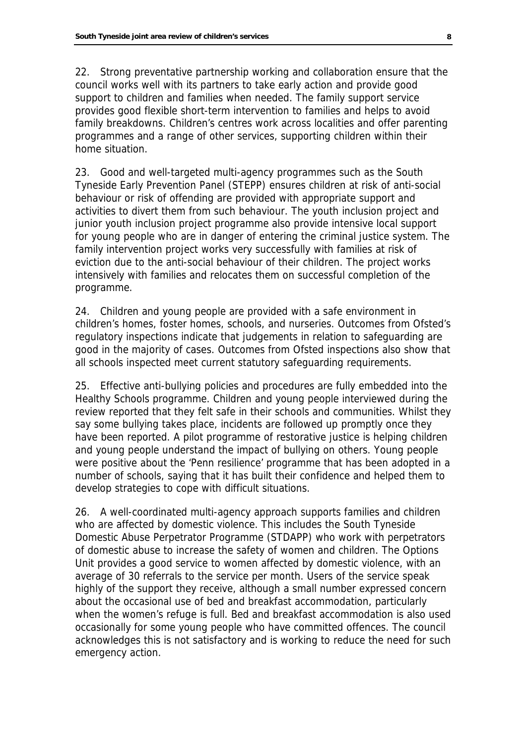22. Strong preventative partnership working and collaboration ensure that the council works well with its partners to take early action and provide good support to children and families when needed. The family support service provides good flexible short-term intervention to families and helps to avoid family breakdowns. Children's centres work across localities and offer parenting programmes and a range of other services, supporting children within their home situation.

23. Good and well-targeted multi-agency programmes such as the South Tyneside Early Prevention Panel (STEPP) ensures children at risk of anti-social behaviour or risk of offending are provided with appropriate support and activities to divert them from such behaviour. The youth inclusion project and junior youth inclusion project programme also provide intensive local support for young people who are in danger of entering the criminal justice system. The family intervention project works very successfully with families at risk of eviction due to the anti-social behaviour of their children. The project works intensively with families and relocates them on successful completion of the programme.

24. Children and young people are provided with a safe environment in children's homes, foster homes, schools, and nurseries. Outcomes from Ofsted's regulatory inspections indicate that judgements in relation to safeguarding are good in the majority of cases. Outcomes from Ofsted inspections also show that all schools inspected meet current statutory safeguarding requirements.

25. Effective anti-bullying policies and procedures are fully embedded into the Healthy Schools programme. Children and young people interviewed during the review reported that they felt safe in their schools and communities. Whilst they say some bullying takes place, incidents are followed up promptly once they have been reported. A pilot programme of restorative justice is helping children and young people understand the impact of bullying on others. Young people were positive about the 'Penn resilience' programme that has been adopted in a number of schools, saying that it has built their confidence and helped them to develop strategies to cope with difficult situations.

26. A well-coordinated multi-agency approach supports families and children who are affected by domestic violence. This includes the South Tyneside Domestic Abuse Perpetrator Programme (STDAPP) who work with perpetrators of domestic abuse to increase the safety of women and children. The Options Unit provides a good service to women affected by domestic violence, with an average of 30 referrals to the service per month. Users of the service speak highly of the support they receive, although a small number expressed concern about the occasional use of bed and breakfast accommodation, particularly when the women's refuge is full. Bed and breakfast accommodation is also used occasionally for some young people who have committed offences. The council acknowledges this is not satisfactory and is working to reduce the need for such emergency action.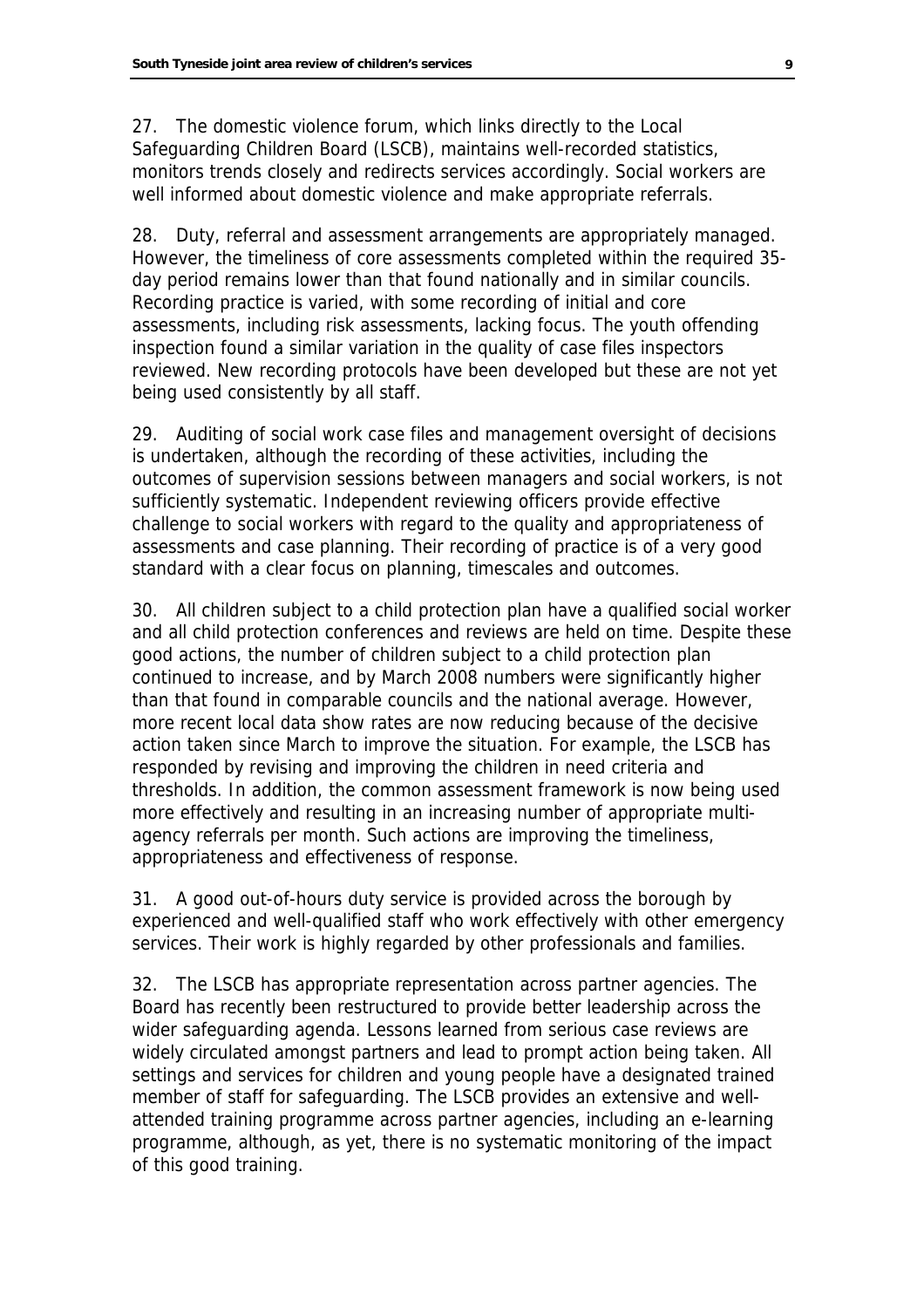27. The domestic violence forum, which links directly to the Local Safeguarding Children Board (LSCB), maintains well-recorded statistics, monitors trends closely and redirects services accordingly. Social workers are well informed about domestic violence and make appropriate referrals.

28. Duty, referral and assessment arrangements are appropriately managed. However, the timeliness of core assessments completed within the required 35-day period remains lower than that found nationally and in similar councils. Recording practice is varied, with some recording of initial and core assessments, including risk assessments, lacking focus. The youth offending inspection found a similar variation in the quality of case files inspectors reviewed. New recording protocols have been developed but these are not yet being used consistently by all staff.

29. Auditing of social work case files and management oversight of decisions is undertaken, although the recording of these activities, including the outcomes of supervision sessions between managers and social workers, is not sufficiently systematic. Independent reviewing officers provide effective challenge to social workers with regard to the quality and appropriateness of assessments and case planning. Their recording of practice is of a very good standard with a clear focus on planning, timescales and outcomes.

30. All children subject to a child protection plan have a qualified social worker and all child protection conferences and reviews are held on time. Despite these good actions, the number of children subject to a child protection plan continued to increase, and by March 2008 numbers were significantly higher than that found in comparable councils and the national average. However, more recent local data show rates are now reducing because of the decisive action taken since March to improve the situation. For example, the LSCB has responded by revising and improving the children in need criteria and thresholds. In addition, the common assessment framework is now being used more effectively and resulting in an increasing number of appropriate multi-agency referrals per month. Such actions are improving the timeliness, appropriateness and effectiveness of response.

31. A good out-of-hours duty service is provided across the borough by experienced and well-qualified staff who work effectively with other emergency services. Their work is highly regarded by other professionals and families.

32. The LSCB has appropriate representation across partner agencies. The Board has recently been restructured to provide better leadership across the wider safeguarding agenda. Lessons learned from serious case reviews are widely circulated amongst partners and lead to prompt action being taken. All settings and services for children and young people have a designated trained member of staff for safeguarding. The LSCB provides an extensive and well-attended training programme across partner agencies, including an e-learning programme, although, as yet, there is no systematic monitoring of the impact of this good training.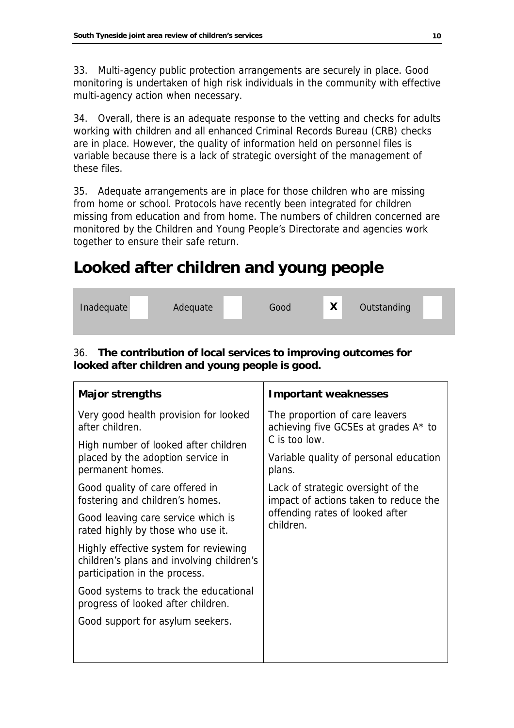33. Multi-agency public protection arrangements are securely in place. Good monitoring is undertaken of high risk individuals in the community with effective multi-agency action when necessary.

34. Overall, there is an adequate response to the vetting and checks for adults working with children and all enhanced Criminal Records Bureau (CRB) checks are in place. However, the quality of information held on personnel files is variable because there is a lack of strategic oversight of the management of these files.

35. Adequate arrangements are in place for those children who are missing from home or school. Protocols have recently been integrated for children missing from education and from home. The numbers of children concerned are monitored by the Children and Young People's Directorate and agencies work together to ensure their safe return.

# Looked after children and young people

| Inadequate | | Adequate | | Good | X | Outstanding | |
|---|---|---|---|---|---|---|---|

36. **The contribution of local services to improving outcomes for looked after children and young people is good.**

| Major strengths | Important weaknesses |
|---|---|
| Very good health provision for looked after children.<br><br>High number of looked after children placed by the adoption service in permanent homes.<br><br>Good quality of care offered in fostering and children's homes.<br><br>Good leaving care service which is rated highly by those who use it.<br><br>Highly effective system for reviewing children's plans and involving children's participation in the process.<br><br>Good systems to track the educational progress of looked after children.<br><br>Good support for asylum seekers. | The proportion of care leavers achieving five GCSEs at grades A* to C is too low.<br><br>Variable quality of personal education plans.<br><br>Lack of strategic oversight of the impact of actions taken to reduce the offending rates of looked after children. |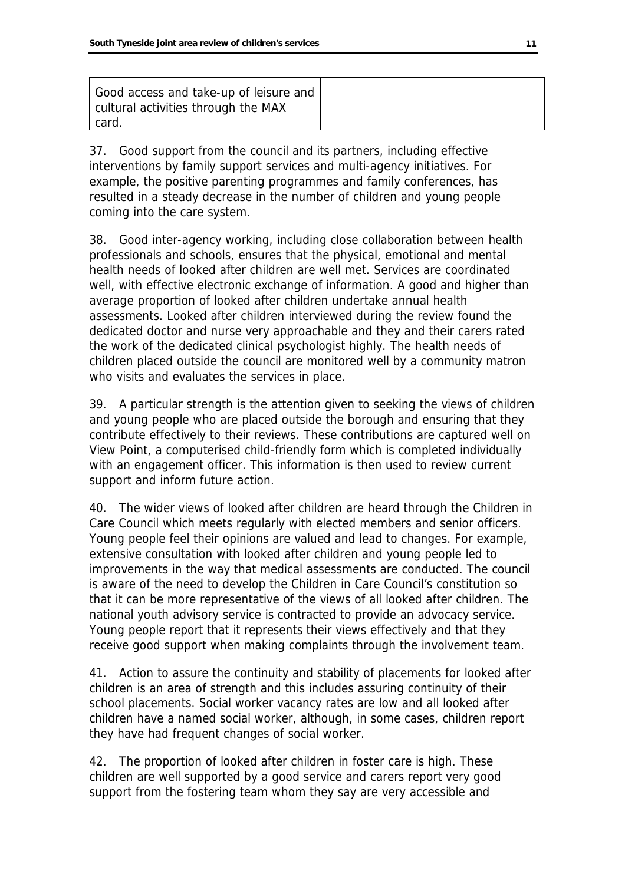| | |
|---|---|
| Good access and take-up of leisure and cultural activities through the MAX card. | |

37. Good support from the council and its partners, including effective interventions by family support services and multi-agency initiatives. For example, the positive parenting programmes and family conferences, has resulted in a steady decrease in the number of children and young people coming into the care system.

38. Good inter-agency working, including close collaboration between health professionals and schools, ensures that the physical, emotional and mental health needs of looked after children are well met. Services are coordinated well, with effective electronic exchange of information. A good and higher than average proportion of looked after children undertake annual health assessments. Looked after children interviewed during the review found the dedicated doctor and nurse very approachable and they and their carers rated the work of the dedicated clinical psychologist highly. The health needs of children placed outside the council are monitored well by a community matron who visits and evaluates the services in place.

39. A particular strength is the attention given to seeking the views of children and young people who are placed outside the borough and ensuring that they contribute effectively to their reviews. These contributions are captured well on View Point, a computerised child-friendly form which is completed individually with an engagement officer. This information is then used to review current support and inform future action.

40. The wider views of looked after children are heard through the Children in Care Council which meets regularly with elected members and senior officers. Young people feel their opinions are valued and lead to changes. For example, extensive consultation with looked after children and young people led to improvements in the way that medical assessments are conducted. The council is aware of the need to develop the Children in Care Council's constitution so that it can be more representative of the views of all looked after children. The national youth advisory service is contracted to provide an advocacy service. Young people report that it represents their views effectively and that they receive good support when making complaints through the involvement team.

41. Action to assure the continuity and stability of placements for looked after children is an area of strength and this includes assuring continuity of their school placements. Social worker vacancy rates are low and all looked after children have a named social worker, although, in some cases, children report they have had frequent changes of social worker.

42. The proportion of looked after children in foster care is high. These children are well supported by a good service and carers report very good support from the fostering team whom they say are very accessible and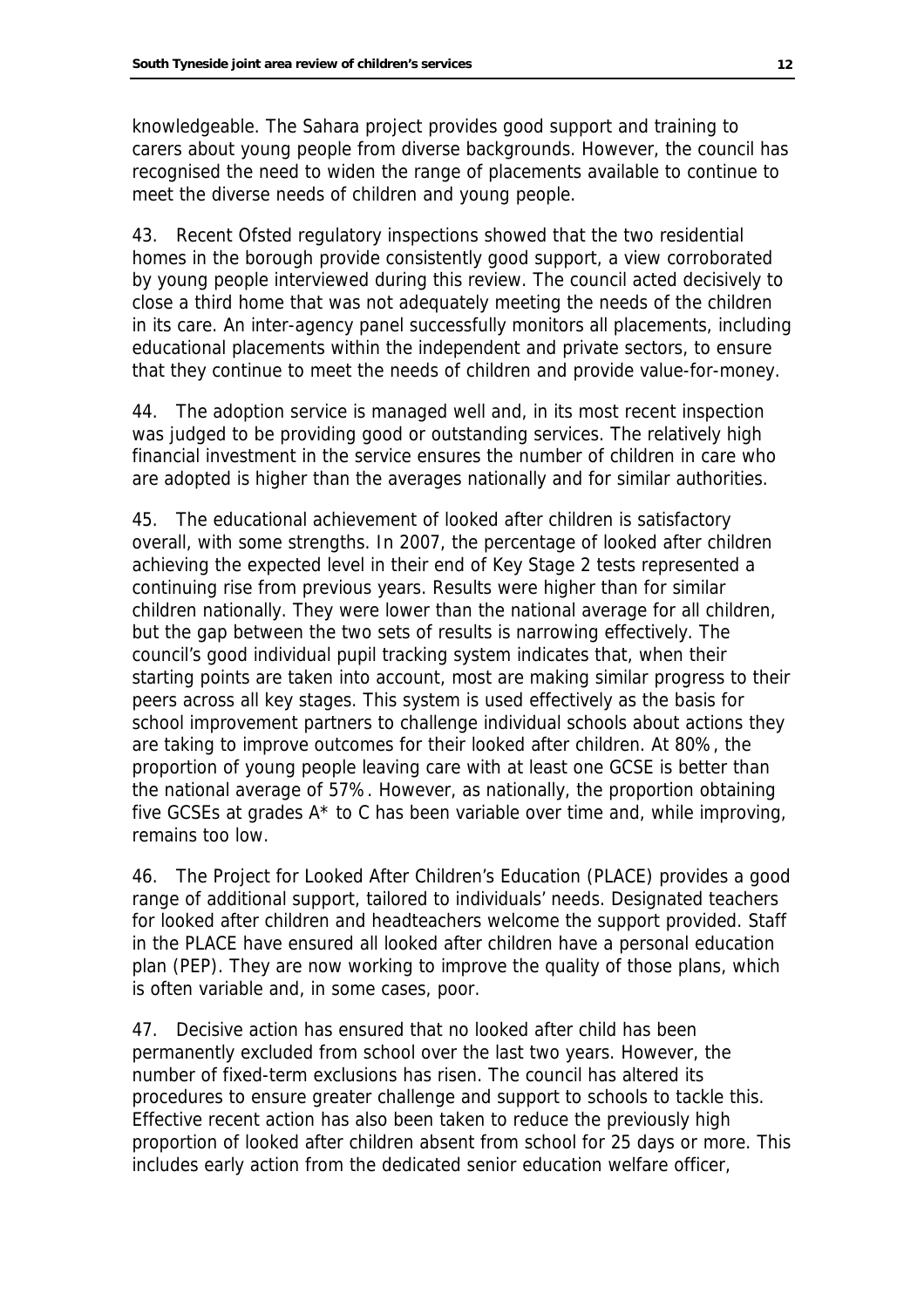knowledgeable. The Sahara project provides good support and training to carers about young people from diverse backgrounds. However, the council has recognised the need to widen the range of placements available to continue to meet the diverse needs of children and young people.

43. Recent Ofsted regulatory inspections showed that the two residential homes in the borough provide consistently good support, a view corroborated by young people interviewed during this review. The council acted decisively to close a third home that was not adequately meeting the needs of the children in its care. An inter-agency panel successfully monitors all placements, including educational placements within the independent and private sectors, to ensure that they continue to meet the needs of children and provide value-for-money.

44. The adoption service is managed well and, in its most recent inspection was judged to be providing good or outstanding services. The relatively high financial investment in the service ensures the number of children in care who are adopted is higher than the averages nationally and for similar authorities.

45. The educational achievement of looked after children is satisfactory overall, with some strengths. In 2007, the percentage of looked after children achieving the expected level in their end of Key Stage 2 tests represented a continuing rise from previous years. Results were higher than for similar children nationally. They were lower than the national average for all children, but the gap between the two sets of results is narrowing effectively. The council's good individual pupil tracking system indicates that, when their starting points are taken into account, most are making similar progress to their peers across all key stages. This system is used effectively as the basis for school improvement partners to challenge individual schools about actions they are taking to improve outcomes for their looked after children. At 80%, the proportion of young people leaving care with at least one GCSE is better than the national average of 57%. However, as nationally, the proportion obtaining five GCSEs at grades A* to C has been variable over time and, while improving, remains too low.

46. The Project for Looked After Children's Education (PLACE) provides a good range of additional support, tailored to individuals' needs. Designated teachers for looked after children and headteachers welcome the support provided. Staff in the PLACE have ensured all looked after children have a personal education plan (PEP). They are now working to improve the quality of those plans, which is often variable and, in some cases, poor.

47. Decisive action has ensured that no looked after child has been permanently excluded from school over the last two years. However, the number of fixed-term exclusions has risen. The council has altered its procedures to ensure greater challenge and support to schools to tackle this. Effective recent action has also been taken to reduce the previously high proportion of looked after children absent from school for 25 days or more. This includes early action from the dedicated senior education welfare officer,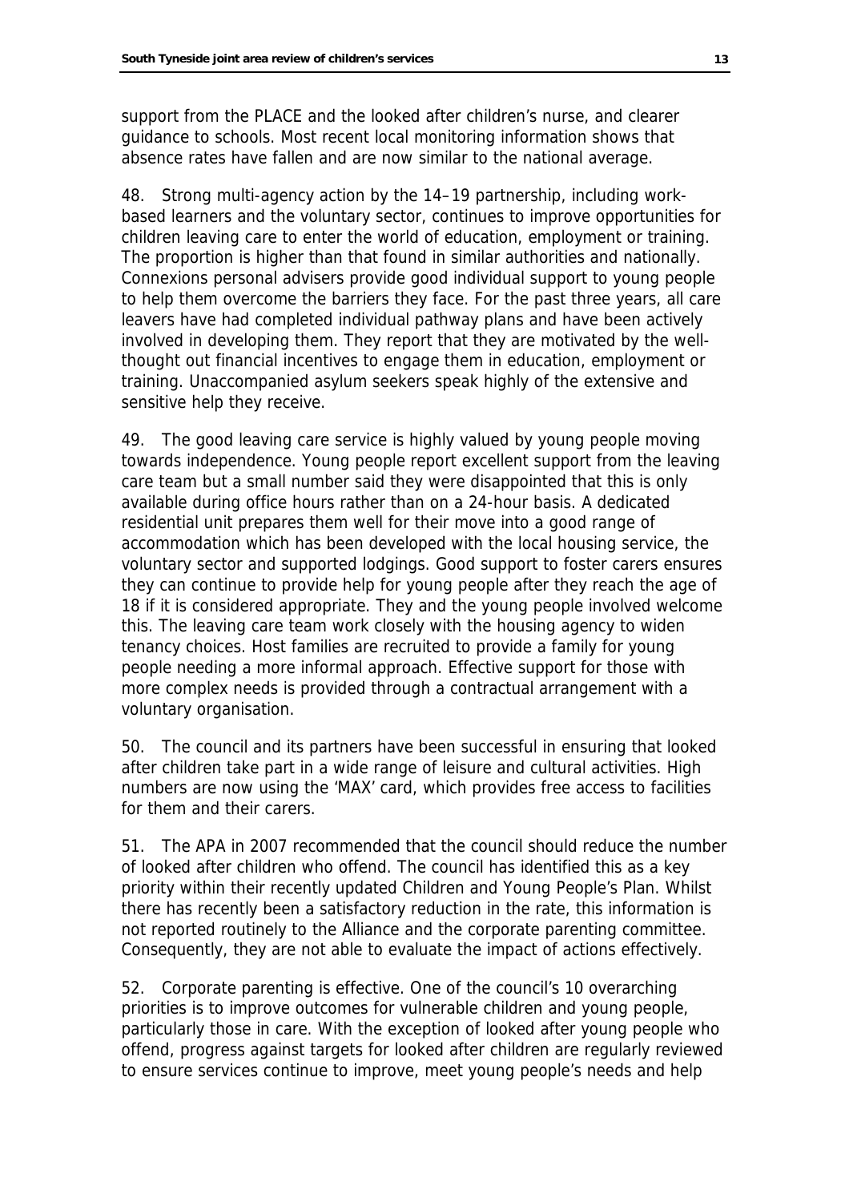support from the PLACE and the looked after children's nurse, and clearer guidance to schools. Most recent local monitoring information shows that absence rates have fallen and are now similar to the national average.

48. Strong multi-agency action by the 14–19 partnership, including work-based learners and the voluntary sector, continues to improve opportunities for children leaving care to enter the world of education, employment or training. The proportion is higher than that found in similar authorities and nationally. Connexions personal advisers provide good individual support to young people to help them overcome the barriers they face. For the past three years, all care leavers have had completed individual pathway plans and have been actively involved in developing them. They report that they are motivated by the well-thought out financial incentives to engage them in education, employment or training. Unaccompanied asylum seekers speak highly of the extensive and sensitive help they receive.

49. The good leaving care service is highly valued by young people moving towards independence. Young people report excellent support from the leaving care team but a small number said they were disappointed that this is only available during office hours rather than on a 24-hour basis. A dedicated residential unit prepares them well for their move into a good range of accommodation which has been developed with the local housing service, the voluntary sector and supported lodgings. Good support to foster carers ensures they can continue to provide help for young people after they reach the age of 18 if it is considered appropriate. They and the young people involved welcome this. The leaving care team work closely with the housing agency to widen tenancy choices. Host families are recruited to provide a family for young people needing a more informal approach. Effective support for those with more complex needs is provided through a contractual arrangement with a voluntary organisation.

50. The council and its partners have been successful in ensuring that looked after children take part in a wide range of leisure and cultural activities. High numbers are now using the 'MAX' card, which provides free access to facilities for them and their carers.

51. The APA in 2007 recommended that the council should reduce the number of looked after children who offend. The council has identified this as a key priority within their recently updated Children and Young People's Plan. Whilst there has recently been a satisfactory reduction in the rate, this information is not reported routinely to the Alliance and the corporate parenting committee. Consequently, they are not able to evaluate the impact of actions effectively.

52. Corporate parenting is effective. One of the council's 10 overarching priorities is to improve outcomes for vulnerable children and young people, particularly those in care. With the exception of looked after young people who offend, progress against targets for looked after children are regularly reviewed to ensure services continue to improve, meet young people's needs and help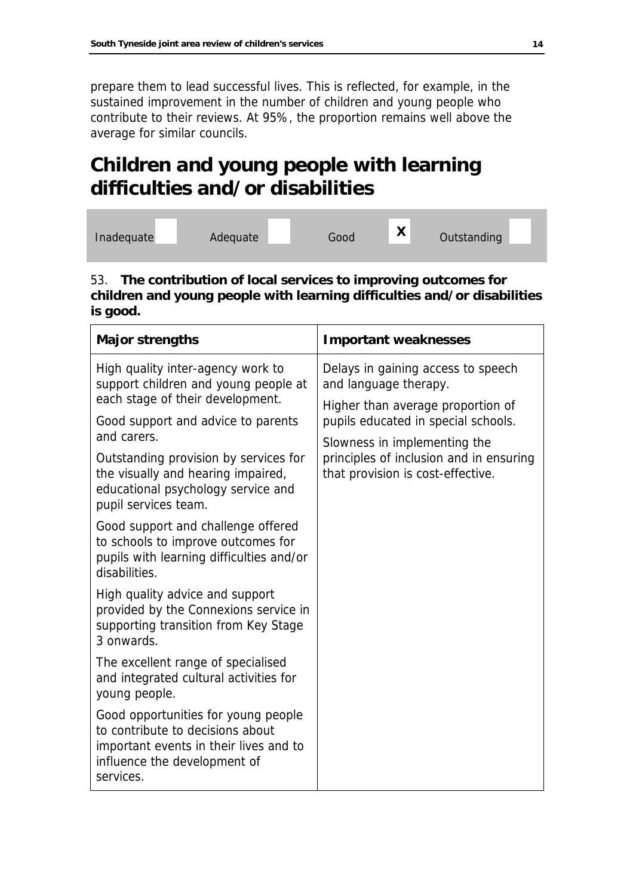prepare them to lead successful lives. This is reflected, for example, in the sustained improvement in the number of children and young people who contribute to their reviews. At 95%, the proportion remains well above the average for similar councils.

# Children and young people with learning difficulties and/or disabilities

| Inadequate | | Adequate | | Good | X | Outstanding | |
|---|---|---|---|---|---|---|---|

53. **The contribution of local services to improving outcomes for children and young people with learning difficulties and/or disabilities is good.**

| Major strengths | Important weaknesses |
|---|---|
| High quality inter-agency work to support children and young people at each stage of their development.<br><br>Good support and advice to parents and carers.<br><br>Outstanding provision by services for the visually and hearing impaired, educational psychology service and pupil services team.<br><br>Good support and challenge offered to schools to improve outcomes for pupils with learning difficulties and/or disabilities.<br><br>High quality advice and support provided by the Connexions service in supporting transition from Key Stage 3 onwards.<br><br>The excellent range of specialised and integrated cultural activities for young people.<br><br>Good opportunities for young people to contribute to decisions about important events in their lives and to influence the development of services. | Delays in gaining access to speech and language therapy.<br><br>Higher than average proportion of pupils educated in special schools.<br><br>Slowness in implementing the principles of inclusion and in ensuring that provision is cost-effective. |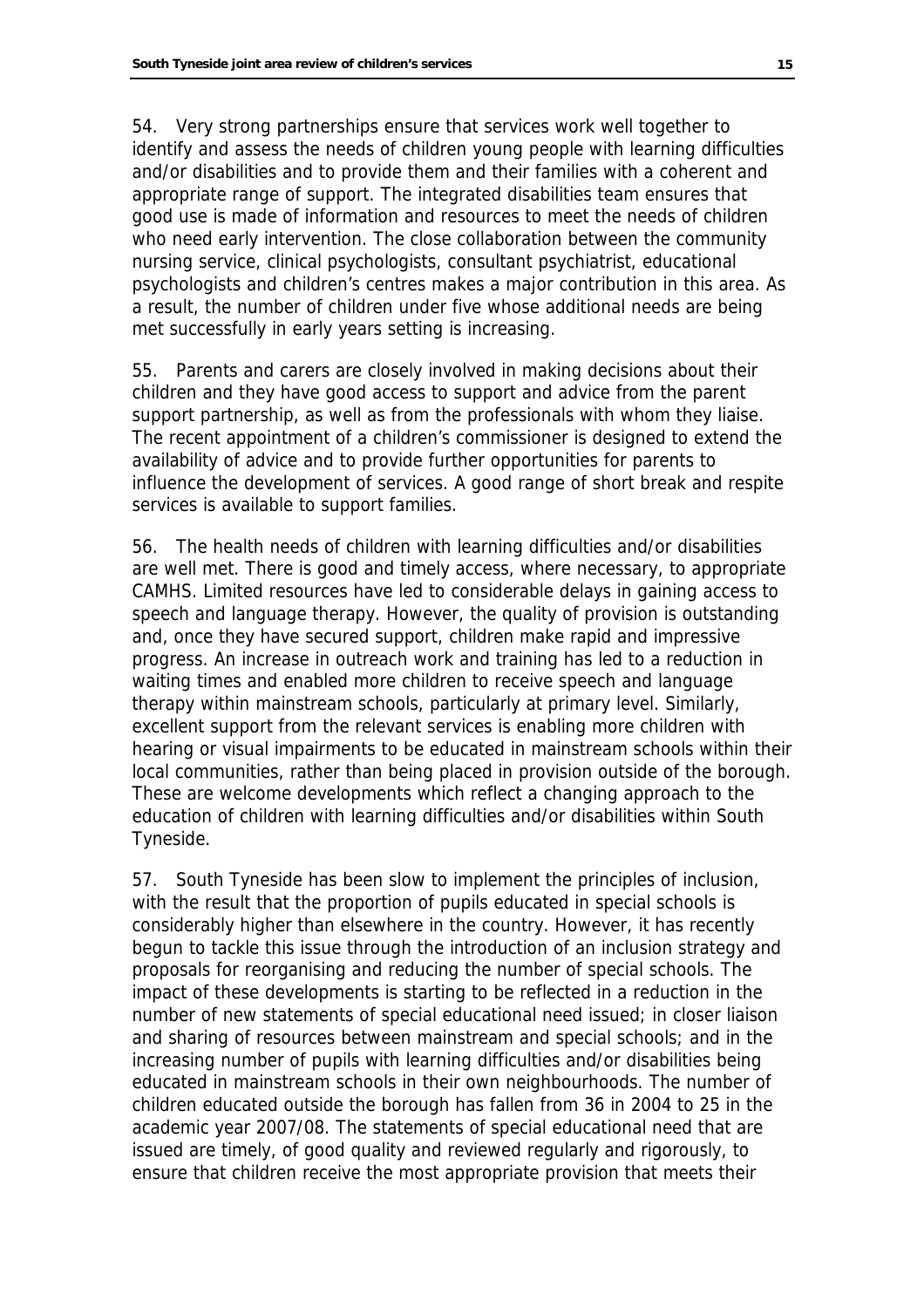54. Very strong partnerships ensure that services work well together to identify and assess the needs of children young people with learning difficulties and/or disabilities and to provide them and their families with a coherent and appropriate range of support. The integrated disabilities team ensures that good use is made of information and resources to meet the needs of children who need early intervention. The close collaboration between the community nursing service, clinical psychologists, consultant psychiatrist, educational psychologists and children's centres makes a major contribution in this area. As a result, the number of children under five whose additional needs are being met successfully in early years setting is increasing.

55. Parents and carers are closely involved in making decisions about their children and they have good access to support and advice from the parent support partnership, as well as from the professionals with whom they liaise. The recent appointment of a children's commissioner is designed to extend the availability of advice and to provide further opportunities for parents to influence the development of services. A good range of short break and respite services is available to support families.

56. The health needs of children with learning difficulties and/or disabilities are well met. There is good and timely access, where necessary, to appropriate CAMHS. Limited resources have led to considerable delays in gaining access to speech and language therapy. However, the quality of provision is outstanding and, once they have secured support, children make rapid and impressive progress. An increase in outreach work and training has led to a reduction in waiting times and enabled more children to receive speech and language therapy within mainstream schools, particularly at primary level. Similarly, excellent support from the relevant services is enabling more children with hearing or visual impairments to be educated in mainstream schools within their local communities, rather than being placed in provision outside of the borough. These are welcome developments which reflect a changing approach to the education of children with learning difficulties and/or disabilities within South Tyneside.

57. South Tyneside has been slow to implement the principles of inclusion, with the result that the proportion of pupils educated in special schools is considerably higher than elsewhere in the country. However, it has recently begun to tackle this issue through the introduction of an inclusion strategy and proposals for reorganising and reducing the number of special schools. The impact of these developments is starting to be reflected in a reduction in the number of new statements of special educational need issued; in closer liaison and sharing of resources between mainstream and special schools; and in the increasing number of pupils with learning difficulties and/or disabilities being educated in mainstream schools in their own neighbourhoods. The number of children educated outside the borough has fallen from 36 in 2004 to 25 in the academic year 2007/08. The statements of special educational need that are issued are timely, of good quality and reviewed regularly and rigorously, to ensure that children receive the most appropriate provision that meets their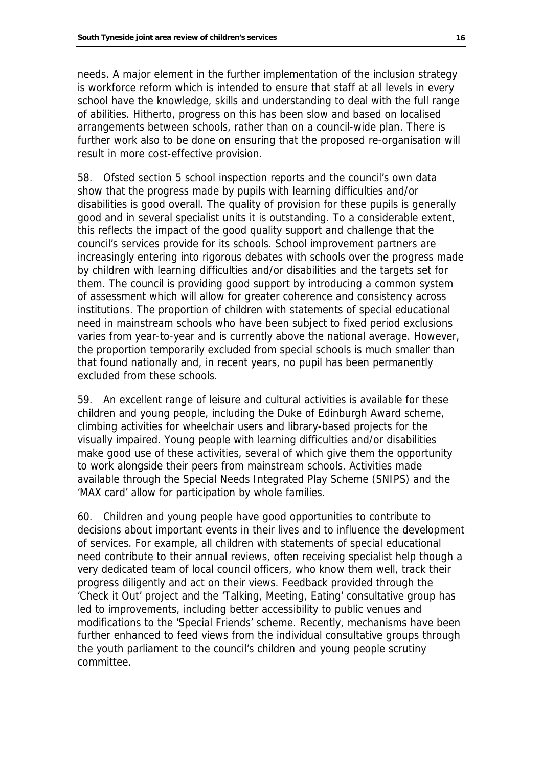needs. A major element in the further implementation of the inclusion strategy is workforce reform which is intended to ensure that staff at all levels in every school have the knowledge, skills and understanding to deal with the full range of abilities. Hitherto, progress on this has been slow and based on localised arrangements between schools, rather than on a council-wide plan. There is further work also to be done on ensuring that the proposed re-organisation will result in more cost-effective provision.

58. Ofsted section 5 school inspection reports and the council's own data show that the progress made by pupils with learning difficulties and/or disabilities is good overall. The quality of provision for these pupils is generally good and in several specialist units it is outstanding. To a considerable extent, this reflects the impact of the good quality support and challenge that the council's services provide for its schools. School improvement partners are increasingly entering into rigorous debates with schools over the progress made by children with learning difficulties and/or disabilities and the targets set for them. The council is providing good support by introducing a common system of assessment which will allow for greater coherence and consistency across institutions. The proportion of children with statements of special educational need in mainstream schools who have been subject to fixed period exclusions varies from year-to-year and is currently above the national average. However, the proportion temporarily excluded from special schools is much smaller than that found nationally and, in recent years, no pupil has been permanently excluded from these schools.

59. An excellent range of leisure and cultural activities is available for these children and young people, including the Duke of Edinburgh Award scheme, climbing activities for wheelchair users and library-based projects for the visually impaired. Young people with learning difficulties and/or disabilities make good use of these activities, several of which give them the opportunity to work alongside their peers from mainstream schools. Activities made available through the Special Needs Integrated Play Scheme (SNIPS) and the 'MAX card' allow for participation by whole families.

60. Children and young people have good opportunities to contribute to decisions about important events in their lives and to influence the development of services. For example, all children with statements of special educational need contribute to their annual reviews, often receiving specialist help though a very dedicated team of local council officers, who know them well, track their progress diligently and act on their views. Feedback provided through the 'Check it Out' project and the 'Talking, Meeting, Eating' consultative group has led to improvements, including better accessibility to public venues and modifications to the 'Special Friends' scheme. Recently, mechanisms have been further enhanced to feed views from the individual consultative groups through the youth parliament to the council's children and young people scrutiny committee.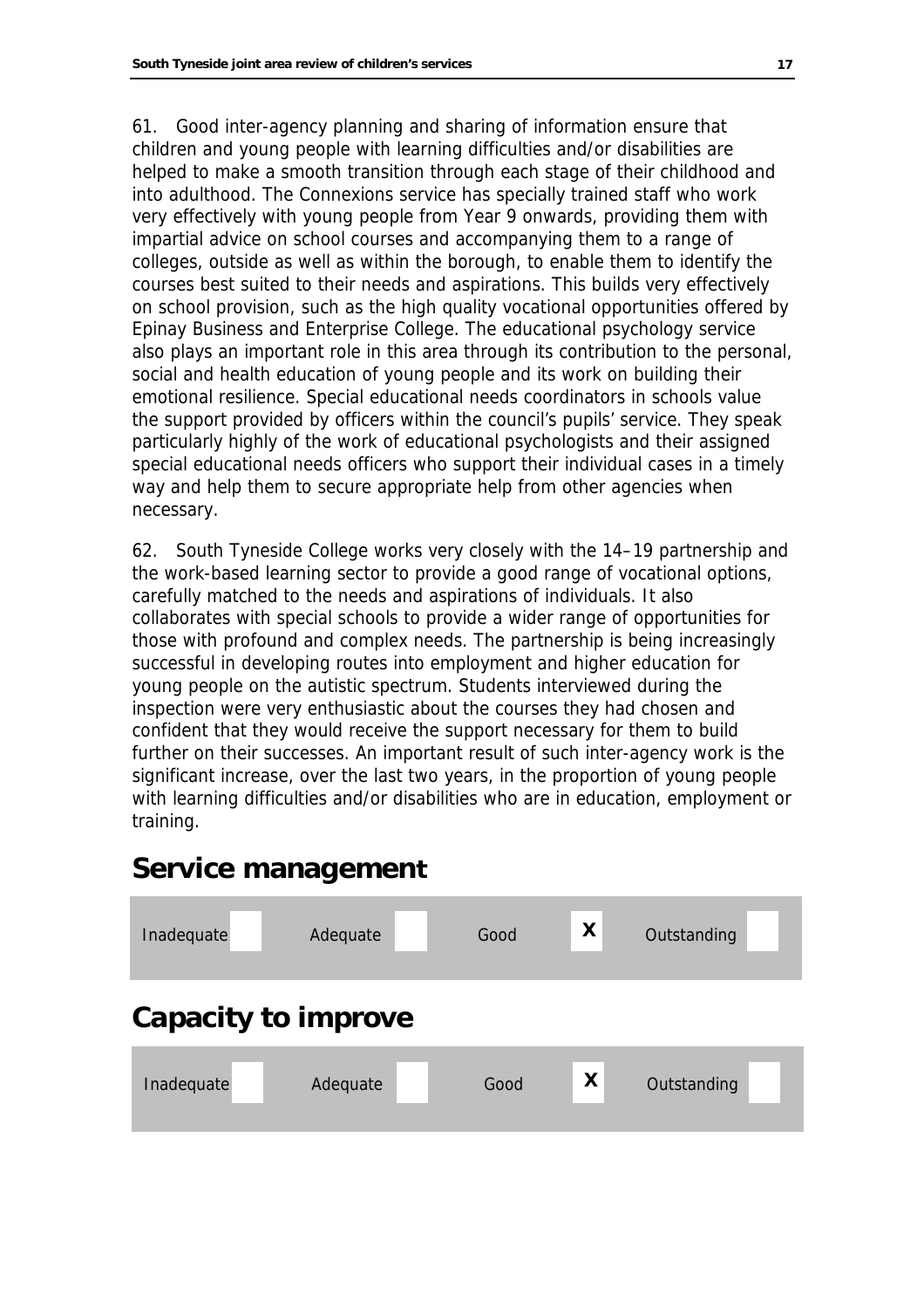61. Good inter-agency planning and sharing of information ensure that children and young people with learning difficulties and/or disabilities are helped to make a smooth transition through each stage of their childhood and into adulthood. The Connexions service has specially trained staff who work very effectively with young people from Year 9 onwards, providing them with impartial advice on school courses and accompanying them to a range of colleges, outside as well as within the borough, to enable them to identify the courses best suited to their needs and aspirations. This builds very effectively on school provision, such as the high quality vocational opportunities offered by Epinay Business and Enterprise College. The educational psychology service also plays an important role in this area through its contribution to the personal, social and health education of young people and its work on building their emotional resilience. Special educational needs coordinators in schools value the support provided by officers within the council's pupils' service. They speak particularly highly of the work of educational psychologists and their assigned special educational needs officers who support their individual cases in a timely way and help them to secure appropriate help from other agencies when necessary.

62. South Tyneside College works very closely with the 14–19 partnership and the work-based learning sector to provide a good range of vocational options, carefully matched to the needs and aspirations of individuals. It also collaborates with special schools to provide a wider range of opportunities for those with profound and complex needs. The partnership is being increasingly successful in developing routes into employment and higher education for young people on the autistic spectrum. Students interviewed during the inspection were very enthusiastic about the courses they had chosen and confident that they would receive the support necessary for them to build further on their successes. An important result of such inter-agency work is the significant increase, over the last two years, in the proportion of young people with learning difficulties and/or disabilities who are in education, employment or training.

## Service management

| Inadequate | | Adequate | | Good | X | Outstanding | |
|---|---|---|---|---|---|---|---|

## Capacity to improve

| Inadequate | | Adequate | | Good | X | Outstanding | |
|---|---|---|---|---|---|---|---|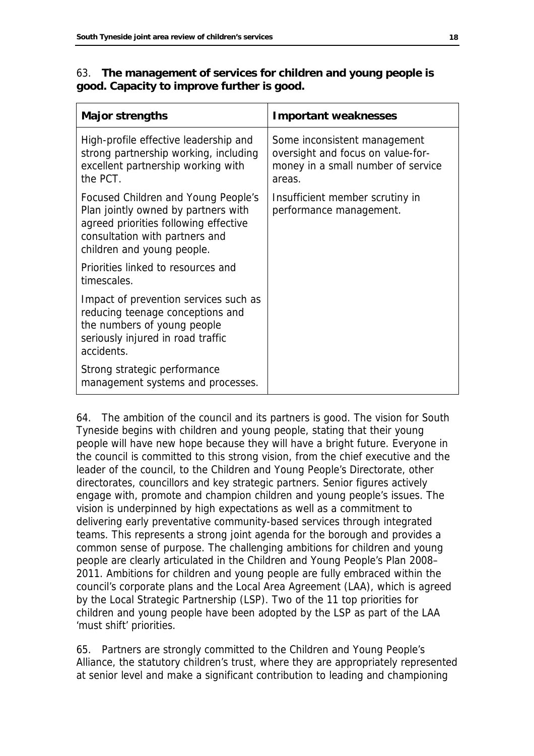63. **The management of services for children and young people is good. Capacity to improve further is good.**

| Major strengths | Important weaknesses |
|---|---|
| High-profile effective leadership and strong partnership working, including excellent partnership working with the PCT. | Some inconsistent management oversight and focus on value-for-money in a small number of service areas. |
| Focused Children and Young People's Plan jointly owned by partners with agreed priorities following effective consultation with partners and children and young people. | Insufficient member scrutiny in performance management. |
| Priorities linked to resources and timescales. | |
| Impact of prevention services such as reducing teenage conceptions and the numbers of young people seriously injured in road traffic accidents. | |
| Strong strategic performance management systems and processes. | |

64. The ambition of the council and its partners is good. The vision for South Tyneside begins with children and young people, stating that their young people will have new hope because they will have a bright future. Everyone in the council is committed to this strong vision, from the chief executive and the leader of the council, to the Children and Young People's Directorate, other directorates, councillors and key strategic partners. Senior figures actively engage with, promote and champion children and young people's issues. The vision is underpinned by high expectations as well as a commitment to delivering early preventative community-based services through integrated teams. This represents a strong joint agenda for the borough and provides a common sense of purpose. The challenging ambitions for children and young people are clearly articulated in the Children and Young People's Plan 2008–2011. Ambitions for children and young people are fully embraced within the council's corporate plans and the Local Area Agreement (LAA), which is agreed by the Local Strategic Partnership (LSP). Two of the 11 top priorities for children and young people have been adopted by the LSP as part of the LAA 'must shift' priorities.

65. Partners are strongly committed to the Children and Young People's Alliance, the statutory children's trust, where they are appropriately represented at senior level and make a significant contribution to leading and championing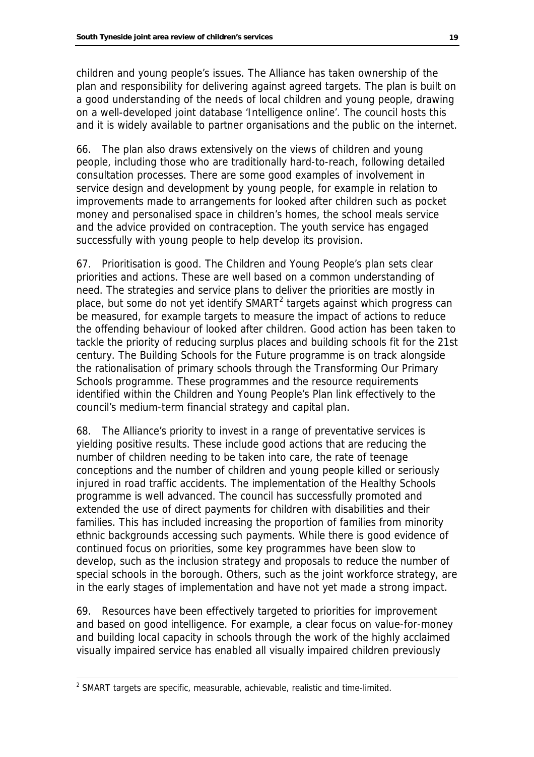children and young people's issues. The Alliance has taken ownership of the plan and responsibility for delivering against agreed targets. The plan is built on a good understanding of the needs of local children and young people, drawing on a well-developed joint database 'Intelligence online'. The council hosts this and it is widely available to partner organisations and the public on the internet.

66. The plan also draws extensively on the views of children and young people, including those who are traditionally hard-to-reach, following detailed consultation processes. There are some good examples of involvement in service design and development by young people, for example in relation to improvements made to arrangements for looked after children such as pocket money and personalised space in children's homes, the school meals service and the advice provided on contraception. The youth service has engaged successfully with young people to help develop its provision.

67. Prioritisation is good. The Children and Young People's plan sets clear priorities and actions. These are well based on a common understanding of need. The strategies and service plans to deliver the priorities are mostly in place, but some do not yet identify SMART[2] targets against which progress can be measured, for example targets to measure the impact of actions to reduce the offending behaviour of looked after children. Good action has been taken to tackle the priority of reducing surplus places and building schools fit for the 21st century. The Building Schools for the Future programme is on track alongside the rationalisation of primary schools through the Transforming Our Primary Schools programme. These programmes and the resource requirements identified within the Children and Young People's Plan link effectively to the council's medium-term financial strategy and capital plan.

68. The Alliance's priority to invest in a range of preventative services is yielding positive results. These include good actions that are reducing the number of children needing to be taken into care, the rate of teenage conceptions and the number of children and young people killed or seriously injured in road traffic accidents. The implementation of the Healthy Schools programme is well advanced. The council has successfully promoted and extended the use of direct payments for children with disabilities and their families. This has included increasing the proportion of families from minority ethnic backgrounds accessing such payments. While there is good evidence of continued focus on priorities, some key programmes have been slow to develop, such as the inclusion strategy and proposals to reduce the number of special schools in the borough. Others, such as the joint workforce strategy, are in the early stages of implementation and have not yet made a strong impact.

69. Resources have been effectively targeted to priorities for improvement and based on good intelligence. For example, a clear focus on value-for-money and building local capacity in schools through the work of the highly acclaimed visually impaired service has enabled all visually impaired children previously

---

[2] SMART targets are specific, measurable, achievable, realistic and time-limited.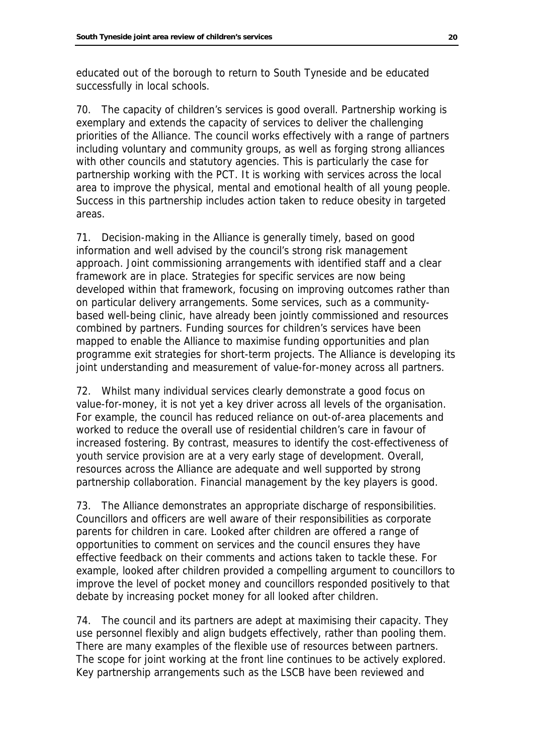educated out of the borough to return to South Tyneside and be educated successfully in local schools.

70. The capacity of children's services is good overall. Partnership working is exemplary and extends the capacity of services to deliver the challenging priorities of the Alliance. The council works effectively with a range of partners including voluntary and community groups, as well as forging strong alliances with other councils and statutory agencies. This is particularly the case for partnership working with the PCT. It is working with services across the local area to improve the physical, mental and emotional health of all young people. Success in this partnership includes action taken to reduce obesity in targeted areas.

71. Decision-making in the Alliance is generally timely, based on good information and well advised by the council's strong risk management approach. Joint commissioning arrangements with identified staff and a clear framework are in place. Strategies for specific services are now being developed within that framework, focusing on improving outcomes rather than on particular delivery arrangements. Some services, such as a community-based well-being clinic, have already been jointly commissioned and resources combined by partners. Funding sources for children's services have been mapped to enable the Alliance to maximise funding opportunities and plan programme exit strategies for short-term projects. The Alliance is developing its joint understanding and measurement of value-for-money across all partners.

72. Whilst many individual services clearly demonstrate a good focus on value-for-money, it is not yet a key driver across all levels of the organisation. For example, the council has reduced reliance on out-of-area placements and worked to reduce the overall use of residential children's care in favour of increased fostering. By contrast, measures to identify the cost-effectiveness of youth service provision are at a very early stage of development. Overall, resources across the Alliance are adequate and well supported by strong partnership collaboration. Financial management by the key players is good.

73. The Alliance demonstrates an appropriate discharge of responsibilities. Councillors and officers are well aware of their responsibilities as corporate parents for children in care. Looked after children are offered a range of opportunities to comment on services and the council ensures they have effective feedback on their comments and actions taken to tackle these. For example, looked after children provided a compelling argument to councillors to improve the level of pocket money and councillors responded positively to that debate by increasing pocket money for all looked after children.

74. The council and its partners are adept at maximising their capacity. They use personnel flexibly and align budgets effectively, rather than pooling them. There are many examples of the flexible use of resources between partners. The scope for joint working at the front line continues to be actively explored. Key partnership arrangements such as the LSCB have been reviewed and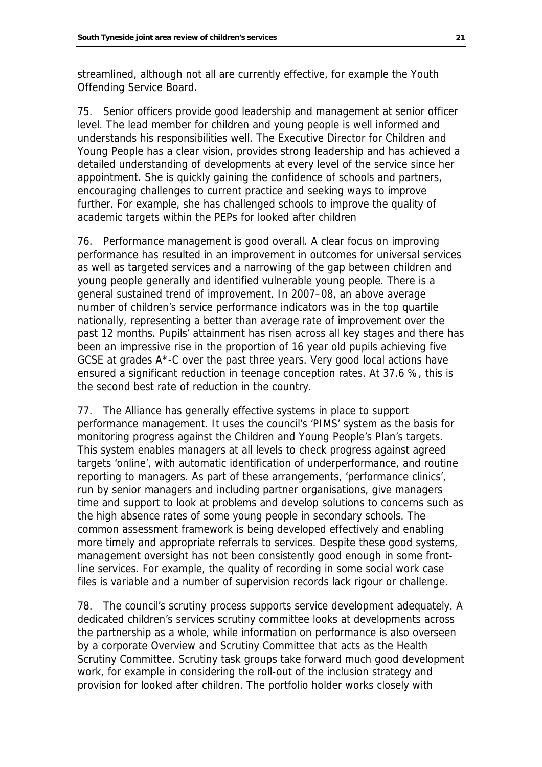streamlined, although not all are currently effective, for example the Youth Offending Service Board.

75. Senior officers provide good leadership and management at senior officer level. The lead member for children and young people is well informed and understands his responsibilities well. The Executive Director for Children and Young People has a clear vision, provides strong leadership and has achieved a detailed understanding of developments at every level of the service since her appointment. She is quickly gaining the confidence of schools and partners, encouraging challenges to current practice and seeking ways to improve further. For example, she has challenged schools to improve the quality of academic targets within the PEPs for looked after children

76. Performance management is good overall. A clear focus on improving performance has resulted in an improvement in outcomes for universal services as well as targeted services and a narrowing of the gap between children and young people generally and identified vulnerable young people. There is a general sustained trend of improvement. In 2007–08, an above average number of children's service performance indicators was in the top quartile nationally, representing a better than average rate of improvement over the past 12 months. Pupils' attainment has risen across all key stages and there has been an impressive rise in the proportion of 16 year old pupils achieving five GCSE at grades A*-C over the past three years. Very good local actions have ensured a significant reduction in teenage conception rates. At 37.6 %, this is the second best rate of reduction in the country.

77. The Alliance has generally effective systems in place to support performance management. It uses the council's 'PIMS' system as the basis for monitoring progress against the Children and Young People's Plan's targets. This system enables managers at all levels to check progress against agreed targets 'online', with automatic identification of underperformance, and routine reporting to managers. As part of these arrangements, 'performance clinics', run by senior managers and including partner organisations, give managers time and support to look at problems and develop solutions to concerns such as the high absence rates of some young people in secondary schools. The common assessment framework is being developed effectively and enabling more timely and appropriate referrals to services. Despite these good systems, management oversight has not been consistently good enough in some front-line services. For example, the quality of recording in some social work case files is variable and a number of supervision records lack rigour or challenge.

78. The council's scrutiny process supports service development adequately. A dedicated children's services scrutiny committee looks at developments across the partnership as a whole, while information on performance is also overseen by a corporate Overview and Scrutiny Committee that acts as the Health Scrutiny Committee. Scrutiny task groups take forward much good development work, for example in considering the roll-out of the inclusion strategy and provision for looked after children. The portfolio holder works closely with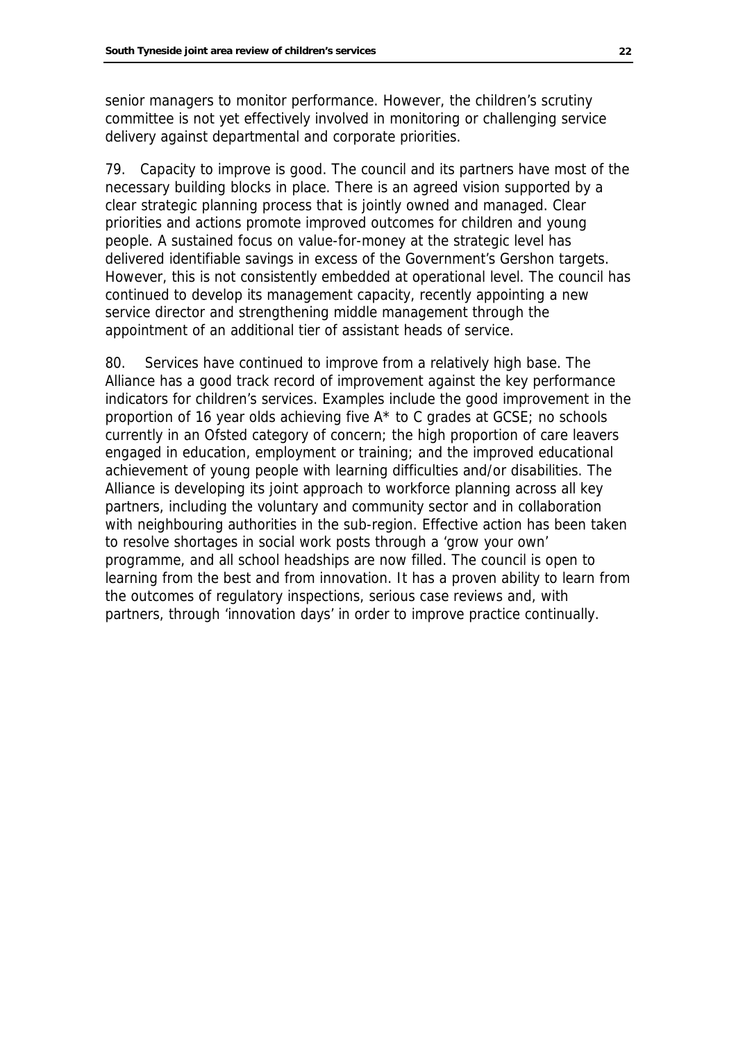senior managers to monitor performance. However, the children's scrutiny committee is not yet effectively involved in monitoring or challenging service delivery against departmental and corporate priorities.

79. Capacity to improve is good. The council and its partners have most of the necessary building blocks in place. There is an agreed vision supported by a clear strategic planning process that is jointly owned and managed. Clear priorities and actions promote improved outcomes for children and young people. A sustained focus on value-for-money at the strategic level has delivered identifiable savings in excess of the Government's Gershon targets. However, this is not consistently embedded at operational level. The council has continued to develop its management capacity, recently appointing a new service director and strengthening middle management through the appointment of an additional tier of assistant heads of service.

80. Services have continued to improve from a relatively high base. The Alliance has a good track record of improvement against the key performance indicators for children's services. Examples include the good improvement in the proportion of 16 year olds achieving five A* to C grades at GCSE; no schools currently in an Ofsted category of concern; the high proportion of care leavers engaged in education, employment or training; and the improved educational achievement of young people with learning difficulties and/or disabilities. The Alliance is developing its joint approach to workforce planning across all key partners, including the voluntary and community sector and in collaboration with neighbouring authorities in the sub-region. Effective action has been taken to resolve shortages in social work posts through a 'grow your own' programme, and all school headships are now filled. The council is open to learning from the best and from innovation. It has a proven ability to learn from the outcomes of regulatory inspections, serious case reviews and, with partners, through 'innovation days' in order to improve practice continually.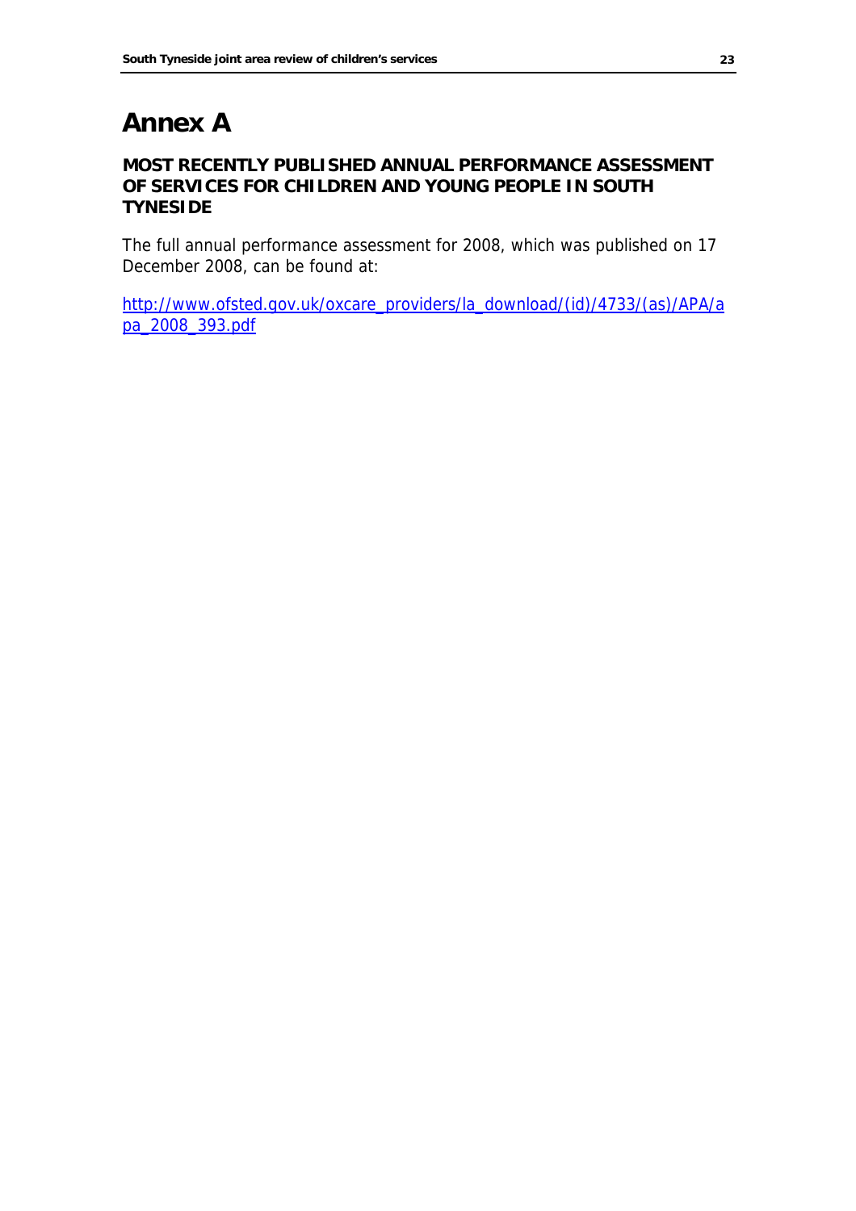# Annex A

**MOST RECENTLY PUBLISHED ANNUAL PERFORMANCE ASSESSMENT OF SERVICES FOR CHILDREN AND YOUNG PEOPLE IN SOUTH TYNESIDE**

The full annual performance assessment for 2008, which was published on 17 December 2008, can be found at:

[http://www.ofsted.gov.uk/oxcare_providers/la_download/(id)/4733/(as)/APA/apa_2008_393.pdf](http://www.ofsted.gov.uk/oxcare_providers/la_download/(id)/4733/(as)/APA/apa_2008_393.pdf)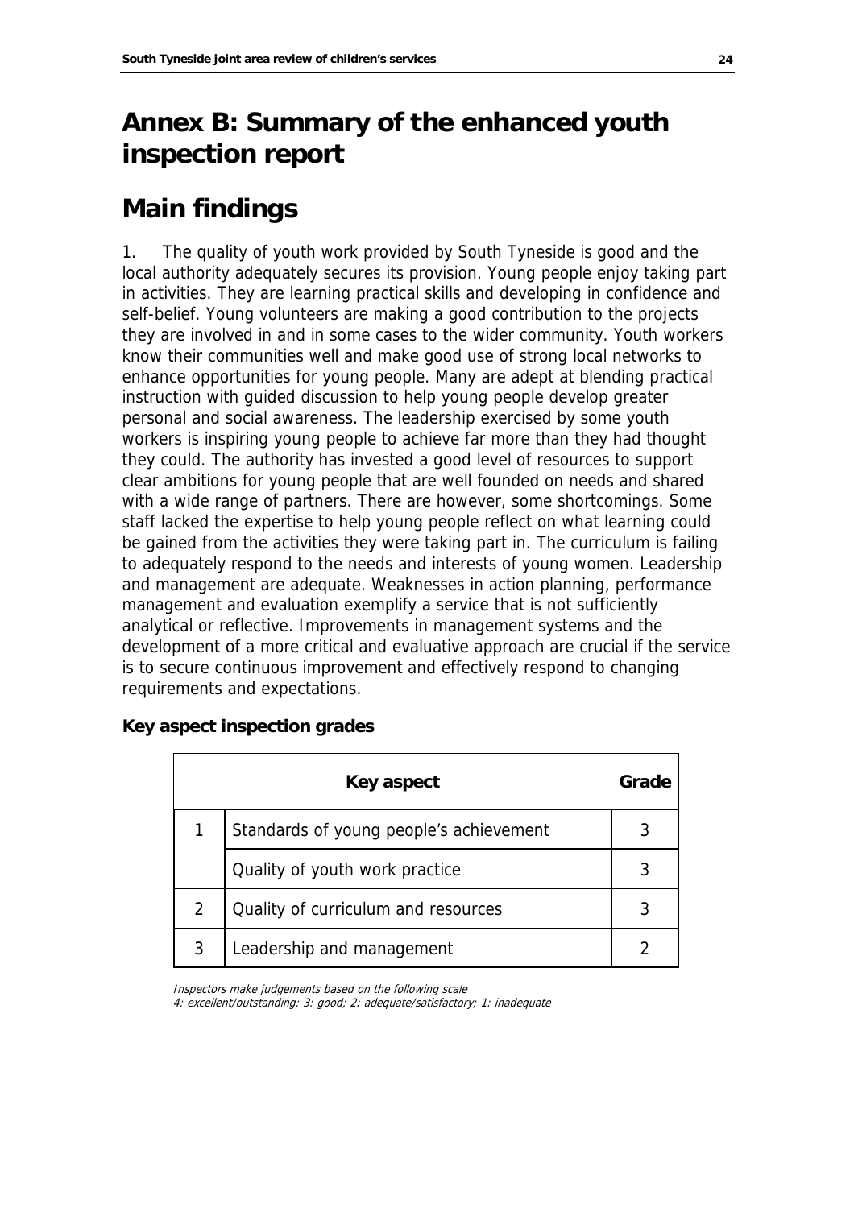# Annex B: Summary of the enhanced youth inspection report

# Main findings

1. The quality of youth work provided by South Tyneside is good and the local authority adequately secures its provision. Young people enjoy taking part in activities. They are learning practical skills and developing in confidence and self-belief. Young volunteers are making a good contribution to the projects they are involved in and in some cases to the wider community. Youth workers know their communities well and make good use of strong local networks to enhance opportunities for young people. Many are adept at blending practical instruction with guided discussion to help young people develop greater personal and social awareness. The leadership exercised by some youth workers is inspiring young people to achieve far more than they had thought they could. The authority has invested a good level of resources to support clear ambitions for young people that are well founded on needs and shared with a wide range of partners. There are however, some shortcomings. Some staff lacked the expertise to help young people reflect on what learning could be gained from the activities they were taking part in. The curriculum is failing to adequately respond to the needs and interests of young women. Leadership and management are adequate. Weaknesses in action planning, performance management and evaluation exemplify a service that is not sufficiently analytical or reflective. Improvements in management systems and the development of a more critical and evaluative approach are crucial if the service is to secure continuous improvement and effectively respond to changing requirements and expectations.

**Key aspect inspection grades**

| | Key aspect | Grade |
|---|---|---|
| 1 | Standards of young people's achievement | 3 |
| | Quality of youth work practice | 3 |
| 2 | Quality of curriculum and resources | 3 |
| 3 | Leadership and management | 2 |

*Inspectors make judgements based on the following scale*
*4: excellent/outstanding; 3: good; 2: adequate/satisfactory; 1: inadequate*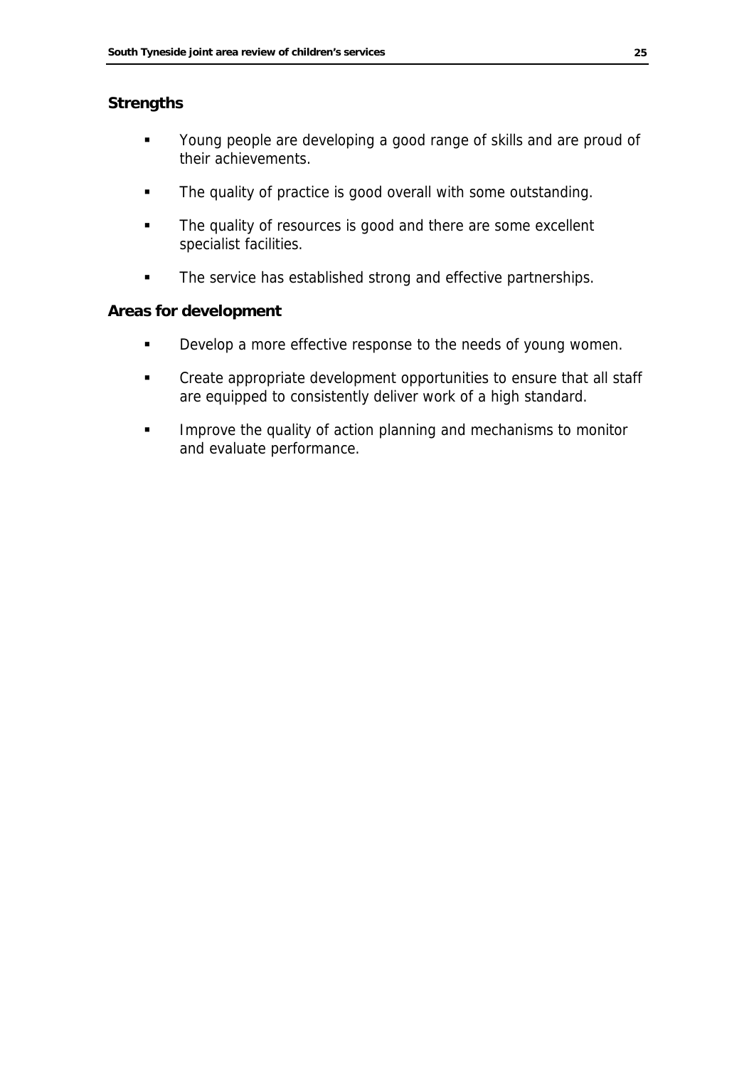**Strengths**

- Young people are developing a good range of skills and are proud of their achievements.
- The quality of practice is good overall with some outstanding.
- The quality of resources is good and there are some excellent specialist facilities.
- The service has established strong and effective partnerships.

**Areas for development**

- Develop a more effective response to the needs of young women.
- Create appropriate development opportunities to ensure that all staff are equipped to consistently deliver work of a high standard.
- Improve the quality of action planning and mechanisms to monitor and evaluate performance.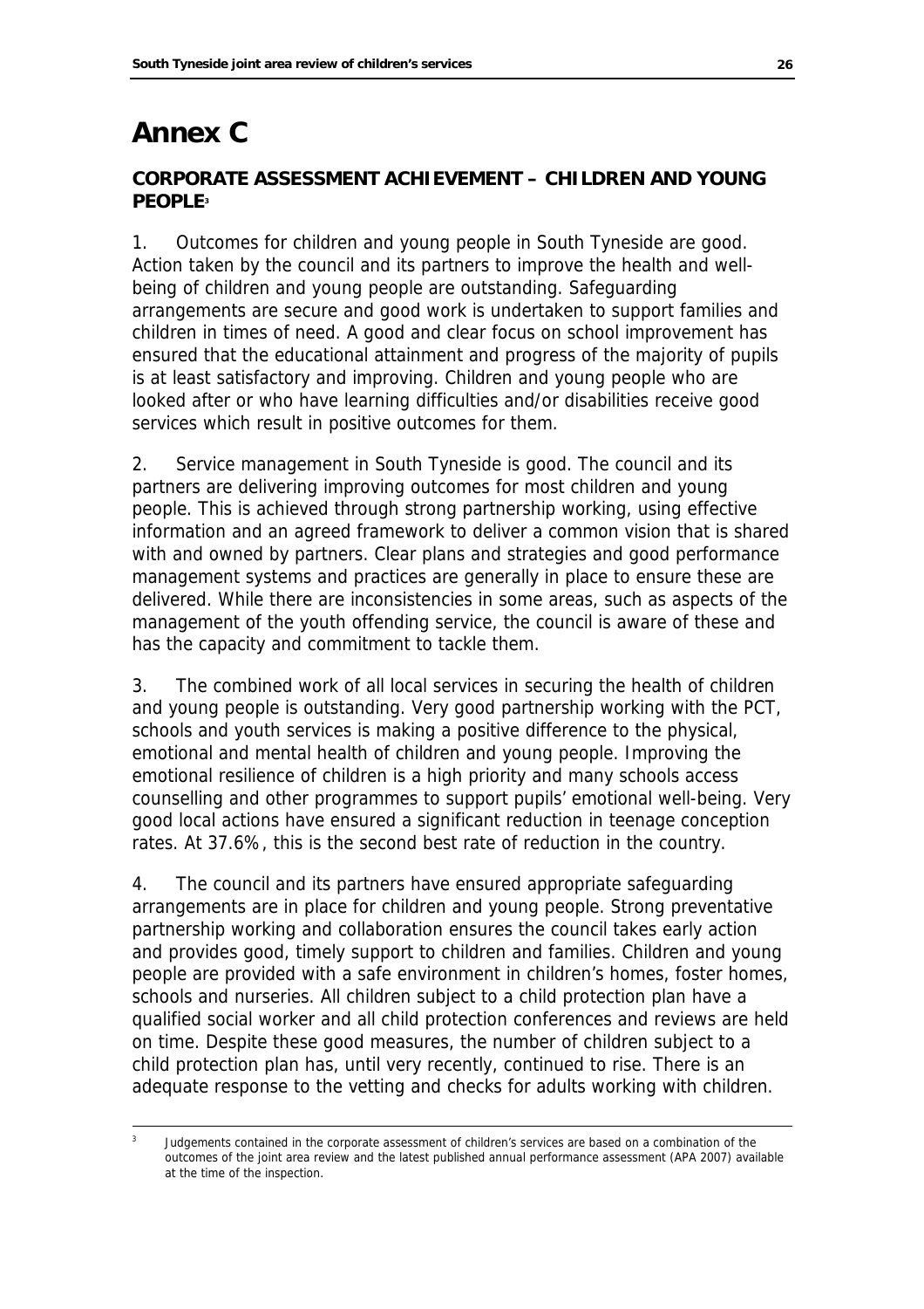# Annex C

## CORPORATE ASSESSMENT ACHIEVEMENT – CHILDREN AND YOUNG PEOPLE[3]

1. Outcomes for children and young people in South Tyneside are good. Action taken by the council and its partners to improve the health and well-being of children and young people are outstanding. Safeguarding arrangements are secure and good work is undertaken to support families and children in times of need. A good and clear focus on school improvement has ensured that the educational attainment and progress of the majority of pupils is at least satisfactory and improving. Children and young people who are looked after or who have learning difficulties and/or disabilities receive good services which result in positive outcomes for them.

2. Service management in South Tyneside is good. The council and its partners are delivering improving outcomes for most children and young people. This is achieved through strong partnership working, using effective information and an agreed framework to deliver a common vision that is shared with and owned by partners. Clear plans and strategies and good performance management systems and practices are generally in place to ensure these are delivered. While there are inconsistencies in some areas, such as aspects of the management of the youth offending service, the council is aware of these and has the capacity and commitment to tackle them.

3. The combined work of all local services in securing the health of children and young people is outstanding. Very good partnership working with the PCT, schools and youth services is making a positive difference to the physical, emotional and mental health of children and young people. Improving the emotional resilience of children is a high priority and many schools access counselling and other programmes to support pupils' emotional well-being. Very good local actions have ensured a significant reduction in teenage conception rates. At 37.6%, this is the second best rate of reduction in the country.

4. The council and its partners have ensured appropriate safeguarding arrangements are in place for children and young people. Strong preventative partnership working and collaboration ensures the council takes early action and provides good, timely support to children and families. Children and young people are provided with a safe environment in children's homes, foster homes, schools and nurseries. All children subject to a child protection plan have a qualified social worker and all child protection conferences and reviews are held on time. Despite these good measures, the number of children subject to a child protection plan has, until very recently, continued to rise. There is an adequate response to the vetting and checks for adults working with children.

---

[3] Judgements contained in the corporate assessment of children's services are based on a combination of the outcomes of the joint area review and the latest published annual performance assessment (APA 2007) available at the time of the inspection.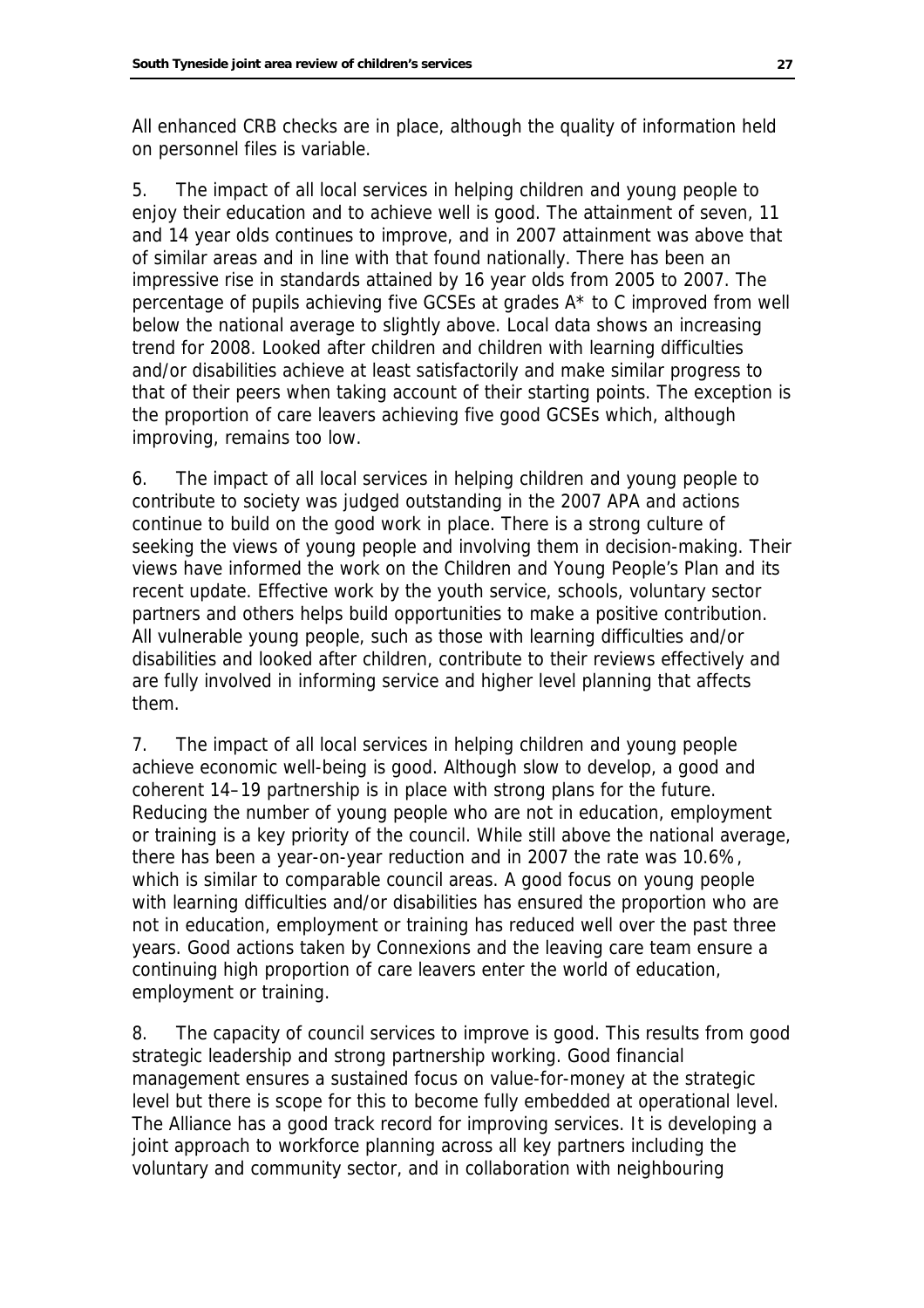All enhanced CRB checks are in place, although the quality of information held on personnel files is variable.

5. The impact of all local services in helping children and young people to enjoy their education and to achieve well is good. The attainment of seven, 11 and 14 year olds continues to improve, and in 2007 attainment was above that of similar areas and in line with that found nationally. There has been an impressive rise in standards attained by 16 year olds from 2005 to 2007. The percentage of pupils achieving five GCSEs at grades A* to C improved from well below the national average to slightly above. Local data shows an increasing trend for 2008. Looked after children and children with learning difficulties and/or disabilities achieve at least satisfactorily and make similar progress to that of their peers when taking account of their starting points. The exception is the proportion of care leavers achieving five good GCSEs which, although improving, remains too low.

6. The impact of all local services in helping children and young people to contribute to society was judged outstanding in the 2007 APA and actions continue to build on the good work in place. There is a strong culture of seeking the views of young people and involving them in decision-making. Their views have informed the work on the Children and Young People's Plan and its recent update. Effective work by the youth service, schools, voluntary sector partners and others helps build opportunities to make a positive contribution. All vulnerable young people, such as those with learning difficulties and/or disabilities and looked after children, contribute to their reviews effectively and are fully involved in informing service and higher level planning that affects them.

7. The impact of all local services in helping children and young people achieve economic well-being is good. Although slow to develop, a good and coherent 14–19 partnership is in place with strong plans for the future. Reducing the number of young people who are not in education, employment or training is a key priority of the council. While still above the national average, there has been a year-on-year reduction and in 2007 the rate was 10.6%, which is similar to comparable council areas. A good focus on young people with learning difficulties and/or disabilities has ensured the proportion who are not in education, employment or training has reduced well over the past three years. Good actions taken by Connexions and the leaving care team ensure a continuing high proportion of care leavers enter the world of education, employment or training.

8. The capacity of council services to improve is good. This results from good strategic leadership and strong partnership working. Good financial management ensures a sustained focus on value-for-money at the strategic level but there is scope for this to become fully embedded at operational level. The Alliance has a good track record for improving services. It is developing a joint approach to workforce planning across all key partners including the voluntary and community sector, and in collaboration with neighbouring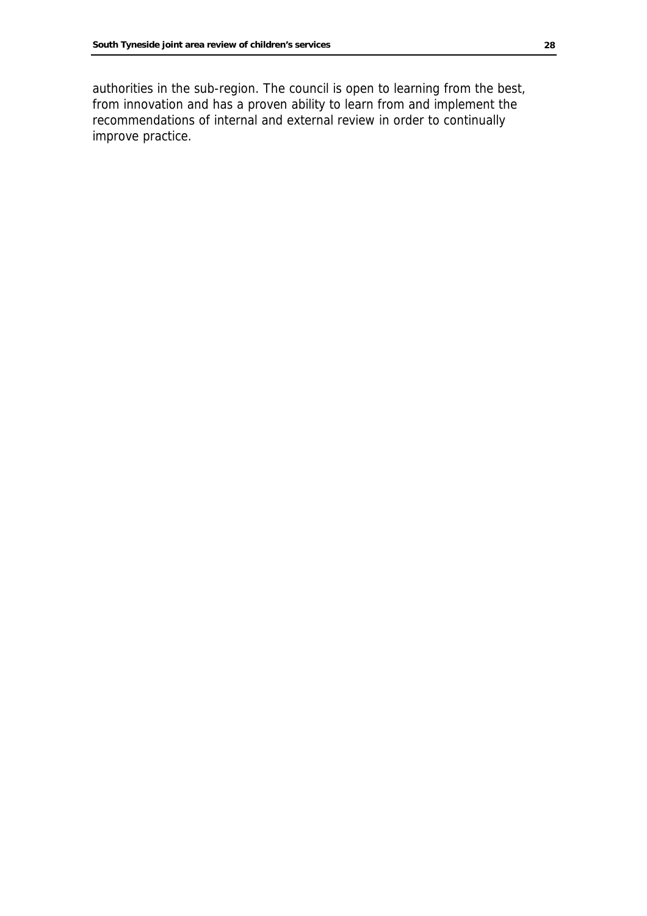authorities in the sub-region. The council is open to learning from the best, from innovation and has a proven ability to learn from and implement the recommendations of internal and external review in order to continually improve practice.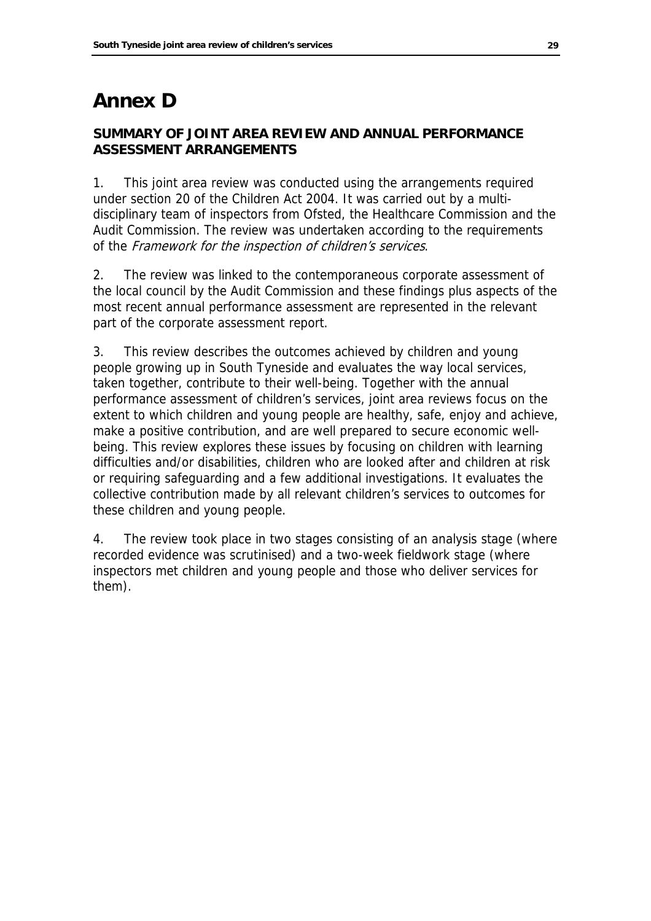# Annex D

## SUMMARY OF JOINT AREA REVIEW AND ANNUAL PERFORMANCE ASSESSMENT ARRANGEMENTS

1. This joint area review was conducted using the arrangements required under section 20 of the Children Act 2004. It was carried out by a multi-disciplinary team of inspectors from Ofsted, the Healthcare Commission and the Audit Commission. The review was undertaken according to the requirements of the *Framework for the inspection of children's services*.

2. The review was linked to the contemporaneous corporate assessment of the local council by the Audit Commission and these findings plus aspects of the most recent annual performance assessment are represented in the relevant part of the corporate assessment report.

3. This review describes the outcomes achieved by children and young people growing up in South Tyneside and evaluates the way local services, taken together, contribute to their well-being. Together with the annual performance assessment of children's services, joint area reviews focus on the extent to which children and young people are healthy, safe, enjoy and achieve, make a positive contribution, and are well prepared to secure economic well-being. This review explores these issues by focusing on children with learning difficulties and/or disabilities, children who are looked after and children at risk or requiring safeguarding and a few additional investigations. It evaluates the collective contribution made by all relevant children's services to outcomes for these children and young people.

4. The review took place in two stages consisting of an analysis stage (where recorded evidence was scrutinised) and a two-week fieldwork stage (where inspectors met children and young people and those who deliver services for them).